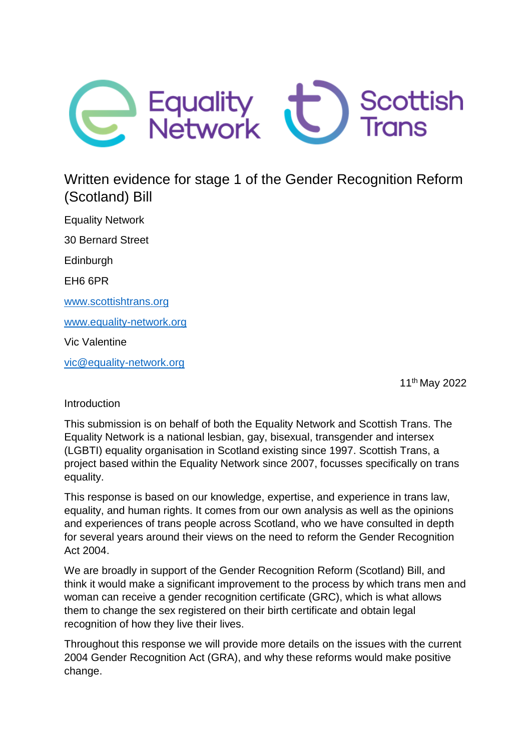# Written evidence for stage 1 of the Gender Recognition Reform (Scotland) Bill

Equality Network

30 Bernard Street

Edinburgh

EH6 6PR

[www.scottishtrans.org](http://www.scottishtrans.org)

[www.equality-network.org](http://www.equality-network.org)

Vic Valentine

[vic@equality-network.org](mailto:vic@equality-network.org)

11th May 2022

## Introduction

This submission is on behalf of both the Equality Network and Scottish Trans. The Equality Network is a national lesbian, gay, bisexual, transgender and intersex (LGBTI) equality organisation in Scotland existing since 1997. Scottish Trans, a project based within the Equality Network since 2007, focusses specifically on trans equality.

This response is based on our knowledge, expertise, and experience in trans law, equality, and human rights. It comes from our own analysis as well as the opinions and experiences of trans people across Scotland, who we have consulted in depth for several years around their views on the need to reform the Gender Recognition Act 2004.

We are broadly in support of the Gender Recognition Reform (Scotland) Bill, and think it would make a significant improvement to the process by which trans men and woman can receive a gender recognition certificate (GRC), which is what allows them to change the sex registered on their birth certificate and obtain legal recognition of how they live their lives.

Throughout this response we will provide more details on the issues with the current 2004 Gender Recognition Act (GRA), and why these reforms would make positive change.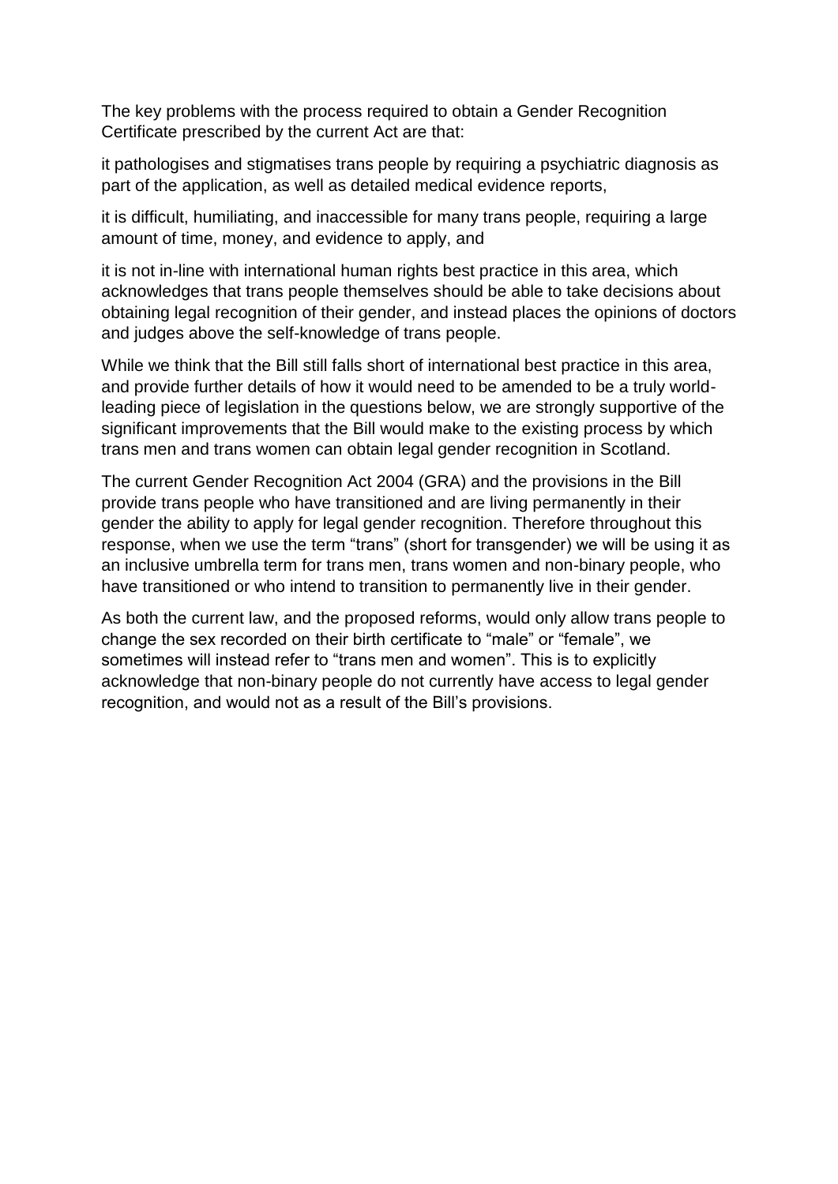The key problems with the process required to obtain a Gender Recognition Certificate prescribed by the current Act are that:

it pathologises and stigmatises trans people by requiring a psychiatric diagnosis as part of the application, as well as detailed medical evidence reports,

it is difficult, humiliating, and inaccessible for many trans people, requiring a large amount of time, money, and evidence to apply, and

it is not in-line with international human rights best practice in this area, which acknowledges that trans people themselves should be able to take decisions about obtaining legal recognition of their gender, and instead places the opinions of doctors and judges above the self-knowledge of trans people.

While we think that the Bill still falls short of international best practice in this area, and provide further details of how it would need to be amended to be a truly world-leading piece of legislation in the questions below, we are strongly supportive of the significant improvements that the Bill would make to the existing process by which trans men and trans women can obtain legal gender recognition in Scotland.

The current Gender Recognition Act 2004 (GRA) and the provisions in the Bill provide trans people who have transitioned and are living permanently in their gender the ability to apply for legal gender recognition. Therefore throughout this response, when we use the term "trans" (short for transgender) we will be using it as an inclusive umbrella term for trans men, trans women and non-binary people, who have transitioned or who intend to transition to permanently live in their gender.

As both the current law, and the proposed reforms, would only allow trans people to change the sex recorded on their birth certificate to "male" or "female", we sometimes will instead refer to "trans men and women". This is to explicitly acknowledge that non-binary people do not currently have access to legal gender recognition, and would not as a result of the Bill's provisions.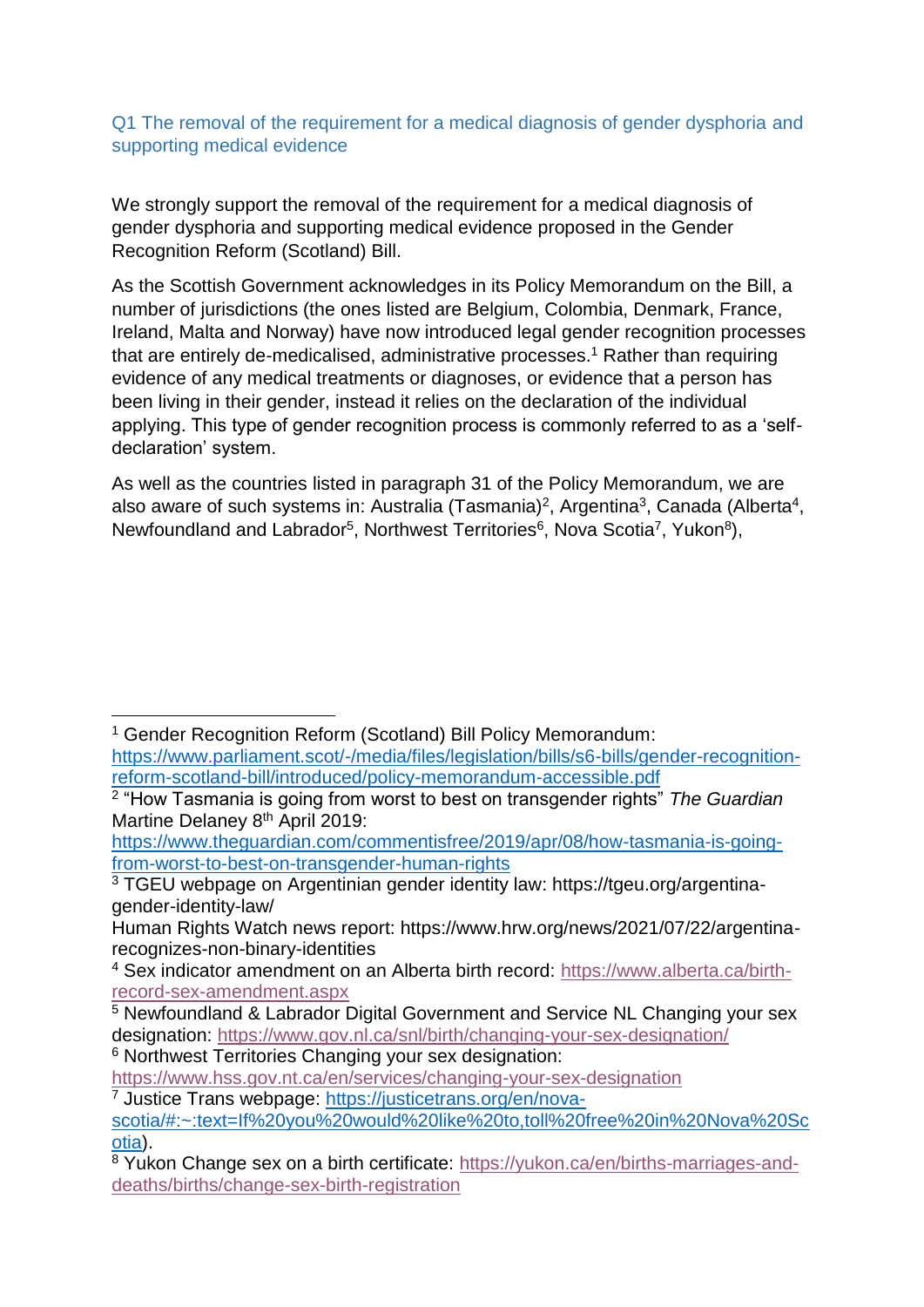## Q1 The removal of the requirement for a medical diagnosis of gender dysphoria and supporting medical evidence

We strongly support the removal of the requirement for a medical diagnosis of gender dysphoria and supporting medical evidence proposed in the Gender Recognition Reform (Scotland) Bill.

As the Scottish Government acknowledges in its Policy Memorandum on the Bill, a number of jurisdictions (the ones listed are Belgium, Colombia, Denmark, France, Ireland, Malta and Norway) have now introduced legal gender recognition processes that are entirely de-medicalised, administrative processes.[1] Rather than requiring evidence of any medical treatments or diagnoses, or evidence that a person has been living in their gender, instead it relies on the declaration of the individual applying. This type of gender recognition process is commonly referred to as a 'self-declaration' system.

As well as the countries listed in paragraph 31 of the Policy Memorandum, we are also aware of such systems in: Australia (Tasmania)[2], Argentina[3], Canada (Alberta[4], Newfoundland and Labrador[5], Northwest Territories[6], Nova Scotia[7], Yukon[8]),

---

[1] Gender Recognition Reform (Scotland) Bill Policy Memorandum: https://www.parliament.scot/-/media/files/legislation/bills/s6-bills/gender-recognition-reform-scotland-bill/introduced/policy-memorandum-accessible.pdf

[2] "How Tasmania is going from worst to best on transgender rights" *The Guardian* Martine Delaney 8th April 2019: https://www.theguardian.com/commentisfree/2019/apr/08/how-tasmania-is-going-from-worst-to-best-on-transgender-human-rights

[3] TGEU webpage on Argentinian gender identity law: https://tgeu.org/argentina-gender-identity-law/
Human Rights Watch news report: https://www.hrw.org/news/2021/07/22/argentina-recognizes-non-binary-identities

[4] Sex indicator amendment on an Alberta birth record: https://www.alberta.ca/birth-record-sex-amendment.aspx

[5] Newfoundland & Labrador Digital Government and Service NL Changing your sex designation: https://www.gov.nl.ca/snl/birth/changing-your-sex-designation/

[6] Northwest Territories Changing your sex designation: https://www.hss.gov.nt.ca/en/services/changing-your-sex-designation

[7] Justice Trans webpage: https://justicetrans.org/en/nova-scotia/#:~:text=If%20you%20would%20like%20to,toll%20free%20in%20Nova%20Scotia).

[8] Yukon Change sex on a birth certificate: https://yukon.ca/en/births-marriages-and-deaths/births/change-sex-birth-registration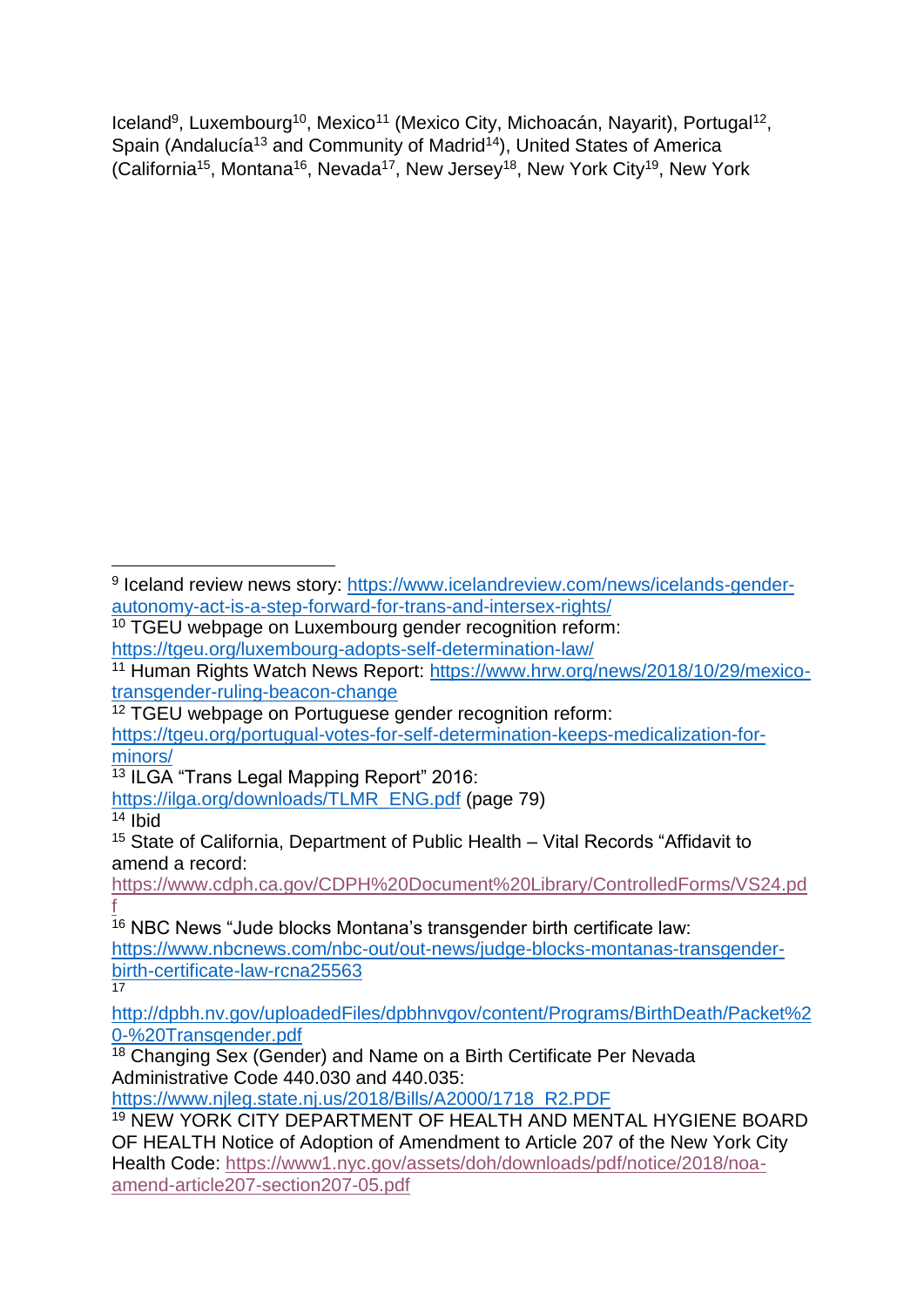Iceland[9], Luxembourg[10], Mexico[11] (Mexico City, Michoacán, Nayarit), Portugal[12], Spain (Andalucía[13] and Community of Madrid[14]), United States of America (California[15], Montana[16], Nevada[17], New Jersey[18], New York City[19], New York

---

[9] Iceland review news story: https://www.icelandreview.com/news/icelands-gender-autonomy-act-is-a-step-forward-for-trans-and-intersex-rights/

[10] TGEU webpage on Luxembourg gender recognition reform: https://tgeu.org/luxembourg-adopts-self-determination-law/

[11] Human Rights Watch News Report: https://www.hrw.org/news/2018/10/29/mexico-transgender-ruling-beacon-change

[12] TGEU webpage on Portuguese gender recognition reform: https://tgeu.org/portugual-votes-for-self-determination-keeps-medicalization-for-minors/

[13] ILGA "Trans Legal Mapping Report" 2016: https://ilga.org/downloads/TLMR_ENG.pdf (page 79)

[14] Ibid

[15] State of California, Department of Public Health – Vital Records "Affidavit to amend a record: https://www.cdph.ca.gov/CDPH%20Document%20Library/ControlledForms/VS24.pdf

[16] NBC News "Jude blocks Montana's transgender birth certificate law: https://www.nbcnews.com/nbc-out/out-news/judge-blocks-montanas-transgender-birth-certificate-law-rcna25563

[17] http://dpbh.nv.gov/uploadedFiles/dpbhnvgov/content/Programs/BirthDeath/Packet%20-%20Transgender.pdf

[18] Changing Sex (Gender) and Name on a Birth Certificate Per Nevada Administrative Code 440.030 and 440.035: https://www.njleg.state.nj.us/2018/Bills/A2000/1718_R2.PDF

[19] NEW YORK CITY DEPARTMENT OF HEALTH AND MENTAL HYGIENE BOARD OF HEALTH Notice of Adoption of Amendment to Article 207 of the New York City Health Code: https://www1.nyc.gov/assets/doh/downloads/pdf/notice/2018/noa-amend-article207-section207-05.pdf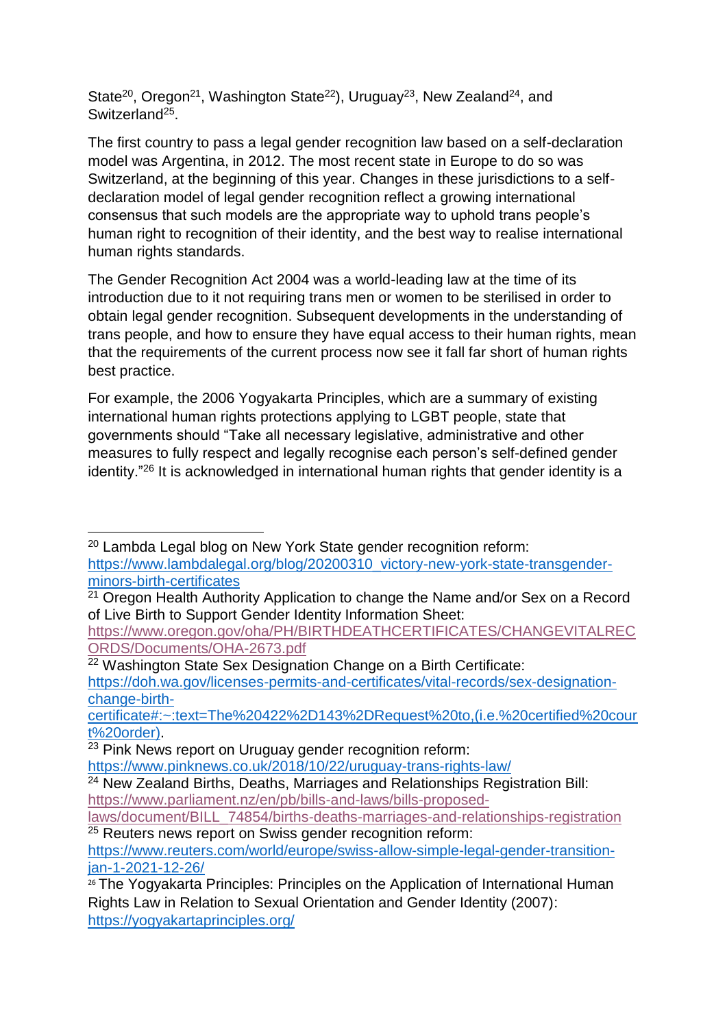State[20], Oregon[21], Washington State[22]), Uruguay[23], New Zealand[24], and Switzerland[25].

The first country to pass a legal gender recognition law based on a self-declaration model was Argentina, in 2012. The most recent state in Europe to do so was Switzerland, at the beginning of this year. Changes in these jurisdictions to a self-declaration model of legal gender recognition reflect a growing international consensus that such models are the appropriate way to uphold trans people's human right to recognition of their identity, and the best way to realise international human rights standards.

The Gender Recognition Act 2004 was a world-leading law at the time of its introduction due to it not requiring trans men or women to be sterilised in order to obtain legal gender recognition. Subsequent developments in the understanding of trans people, and how to ensure they have equal access to their human rights, mean that the requirements of the current process now see it fall far short of human rights best practice.

For example, the 2006 Yogyakarta Principles, which are a summary of existing international human rights protections applying to LGBT people, state that governments should "Take all necessary legislative, administrative and other measures to fully respect and legally recognise each person's self-defined gender identity."[26] It is acknowledged in international human rights that gender identity is a

---

[20] Lambda Legal blog on New York State gender recognition reform: https://www.lambdalegal.org/blog/20200310_victory-new-york-state-transgender-minors-birth-certificates

[21] Oregon Health Authority Application to change the Name and/or Sex on a Record of Live Birth to Support Gender Identity Information Sheet: https://www.oregon.gov/oha/PH/BIRTHDEATHCERTIFICATES/CHANGEVITALRECORDS/Documents/OHA-2673.pdf

[22] Washington State Sex Designation Change on a Birth Certificate: https://doh.wa.gov/licenses-permits-and-certificates/vital-records/sex-designation-change-birth-certificate#:~:text=The%20422%2D143%2DRequest%20to,(i.e.%20certified%20court%20order).

[23] Pink News report on Uruguay gender recognition reform: https://www.pinknews.co.uk/2018/10/22/uruguay-trans-rights-law/

[24] New Zealand Births, Deaths, Marriages and Relationships Registration Bill: https://www.parliament.nz/en/pb/bills-and-laws/bills-proposed-laws/document/BILL_74854/births-deaths-marriages-and-relationships-registration

[25] Reuters news report on Swiss gender recognition reform: https://www.reuters.com/world/europe/swiss-allow-simple-legal-gender-transition-jan-1-2021-12-26/

[26] The Yogyakarta Principles: Principles on the Application of International Human Rights Law in Relation to Sexual Orientation and Gender Identity (2007): https://yogyakartaprinciples.org/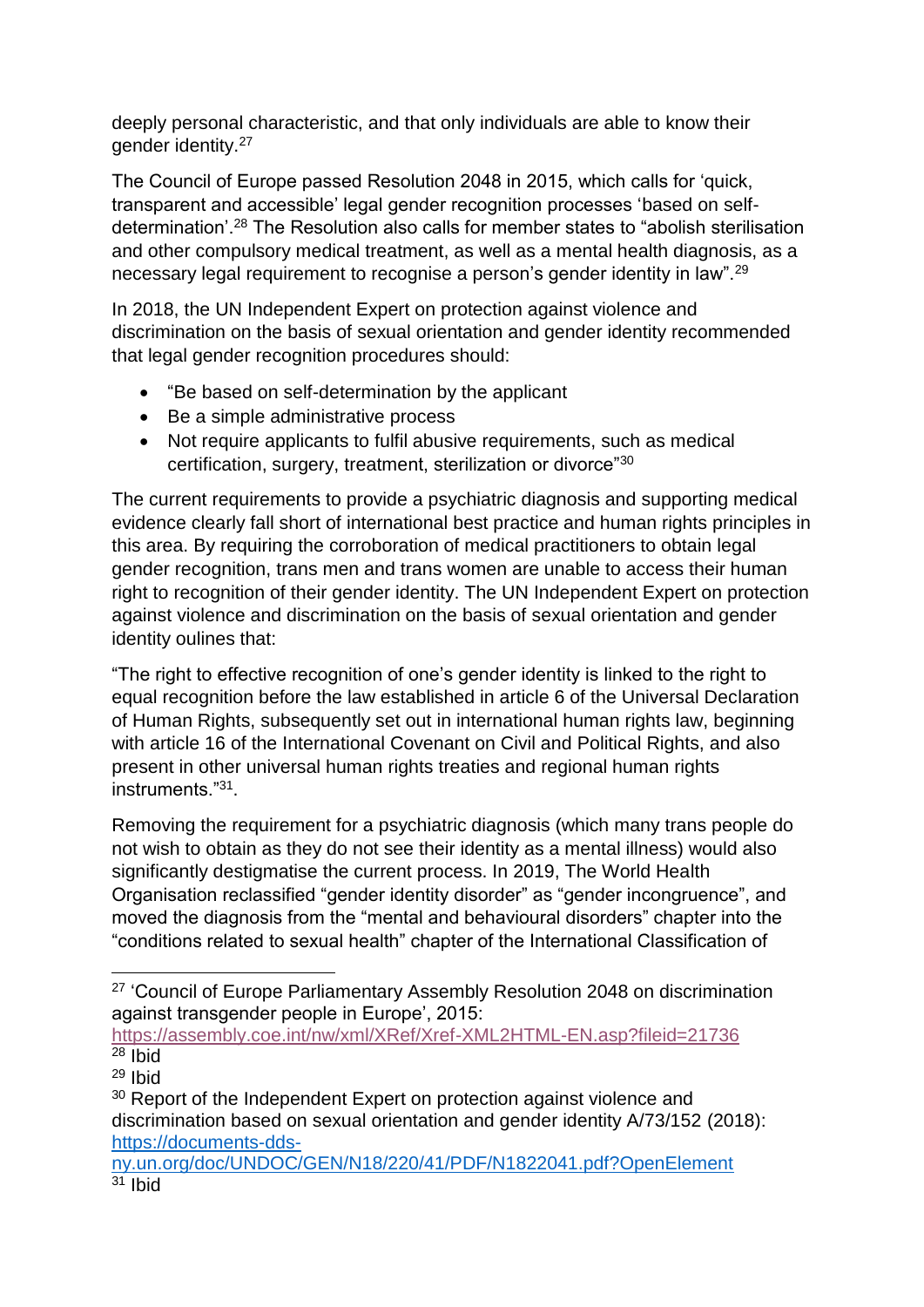deeply personal characteristic, and that only individuals are able to know their gender identity.[27]

The Council of Europe passed Resolution 2048 in 2015, which calls for 'quick, transparent and accessible' legal gender recognition processes 'based on self-determination'.[28] The Resolution also calls for member states to "abolish sterilisation and other compulsory medical treatment, as well as a mental health diagnosis, as a necessary legal requirement to recognise a person's gender identity in law".[29]

In 2018, the UN Independent Expert on protection against violence and discrimination on the basis of sexual orientation and gender identity recommended that legal gender recognition procedures should:

- "Be based on self-determination by the applicant
- Be a simple administrative process
- Not require applicants to fulfil abusive requirements, such as medical certification, surgery, treatment, sterilization or divorce"[30]

The current requirements to provide a psychiatric diagnosis and supporting medical evidence clearly fall short of international best practice and human rights principles in this area. By requiring the corroboration of medical practitioners to obtain legal gender recognition, trans men and trans women are unable to access their human right to recognition of their gender identity. The UN Independent Expert on protection against violence and discrimination on the basis of sexual orientation and gender identity oulines that:

"The right to effective recognition of one's gender identity is linked to the right to equal recognition before the law established in article 6 of the Universal Declaration of Human Rights, subsequently set out in international human rights law, beginning with article 16 of the International Covenant on Civil and Political Rights, and also present in other universal human rights treaties and regional human rights instruments."[31].

Removing the requirement for a psychiatric diagnosis (which many trans people do not wish to obtain as they do not see their identity as a mental illness) would also significantly destigmatise the current process. In 2019, The World Health Organisation reclassified "gender identity disorder" as "gender incongruence", and moved the diagnosis from the "mental and behavioural disorders" chapter into the "conditions related to sexual health" chapter of the International Classification of

---

[27] 'Council of Europe Parliamentary Assembly Resolution 2048 on discrimination against transgender people in Europe', 2015: https://assembly.coe.int/nw/xml/XRef/Xref-XML2HTML-EN.asp?fileid=21736

[28] Ibid

[29] Ibid

[30] Report of the Independent Expert on protection against violence and discrimination based on sexual orientation and gender identity A/73/152 (2018): https://documents-dds-ny.un.org/doc/UNDOC/GEN/N18/220/41/PDF/N1822041.pdf?OpenElement

[31] Ibid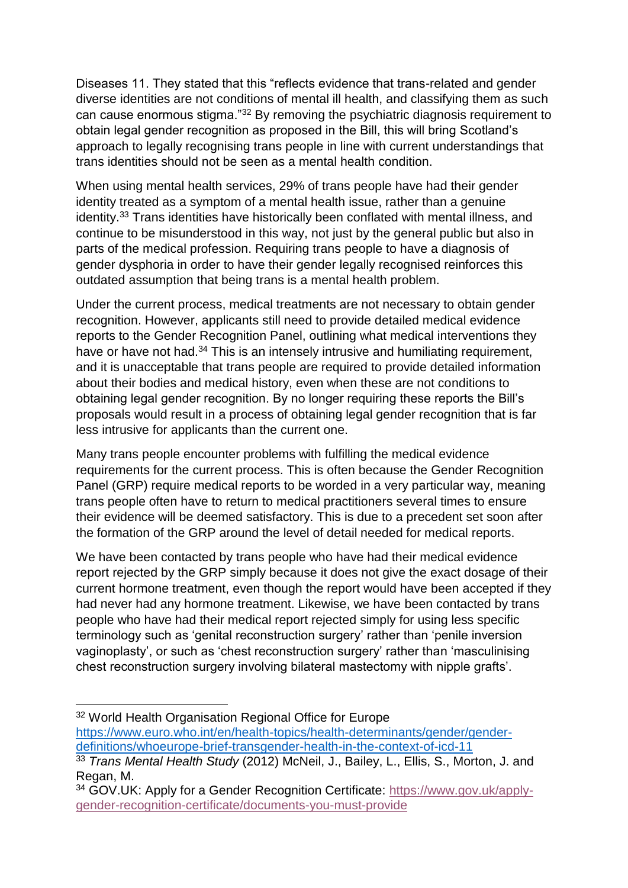Diseases 11. They stated that this "reflects evidence that trans-related and gender diverse identities are not conditions of mental ill health, and classifying them as such can cause enormous stigma."[32] By removing the psychiatric diagnosis requirement to obtain legal gender recognition as proposed in the Bill, this will bring Scotland's approach to legally recognising trans people in line with current understandings that trans identities should not be seen as a mental health condition.

When using mental health services, 29% of trans people have had their gender identity treated as a symptom of a mental health issue, rather than a genuine identity.[33] Trans identities have historically been conflated with mental illness, and continue to be misunderstood in this way, not just by the general public but also in parts of the medical profession. Requiring trans people to have a diagnosis of gender dysphoria in order to have their gender legally recognised reinforces this outdated assumption that being trans is a mental health problem.

Under the current process, medical treatments are not necessary to obtain gender recognition. However, applicants still need to provide detailed medical evidence reports to the Gender Recognition Panel, outlining what medical interventions they have or have not had.[34] This is an intensely intrusive and humiliating requirement, and it is unacceptable that trans people are required to provide detailed information about their bodies and medical history, even when these are not conditions to obtaining legal gender recognition. By no longer requiring these reports the Bill's proposals would result in a process of obtaining legal gender recognition that is far less intrusive for applicants than the current one.

Many trans people encounter problems with fulfilling the medical evidence requirements for the current process. This is often because the Gender Recognition Panel (GRP) require medical reports to be worded in a very particular way, meaning trans people often have to return to medical practitioners several times to ensure their evidence will be deemed satisfactory. This is due to a precedent set soon after the formation of the GRP around the level of detail needed for medical reports.

We have been contacted by trans people who have had their medical evidence report rejected by the GRP simply because it does not give the exact dosage of their current hormone treatment, even though the report would have been accepted if they had never had any hormone treatment. Likewise, we have been contacted by trans people who have had their medical report rejected simply for using less specific terminology such as 'genital reconstruction surgery' rather than 'penile inversion vaginoplasty', or such as 'chest reconstruction surgery' rather than 'masculinising chest reconstruction surgery involving bilateral mastectomy with nipple grafts'.

---

[32] World Health Organisation Regional Office for Europe https://www.euro.who.int/en/health-topics/health-determinants/gender/gender-definitions/whoeurope-brief-transgender-health-in-the-context-of-icd-11

[33] *Trans Mental Health Study* (2012) McNeil, J., Bailey, L., Ellis, S., Morton, J. and Regan, M.

[34] GOV.UK: Apply for a Gender Recognition Certificate: https://www.gov.uk/apply-gender-recognition-certificate/documents-you-must-provide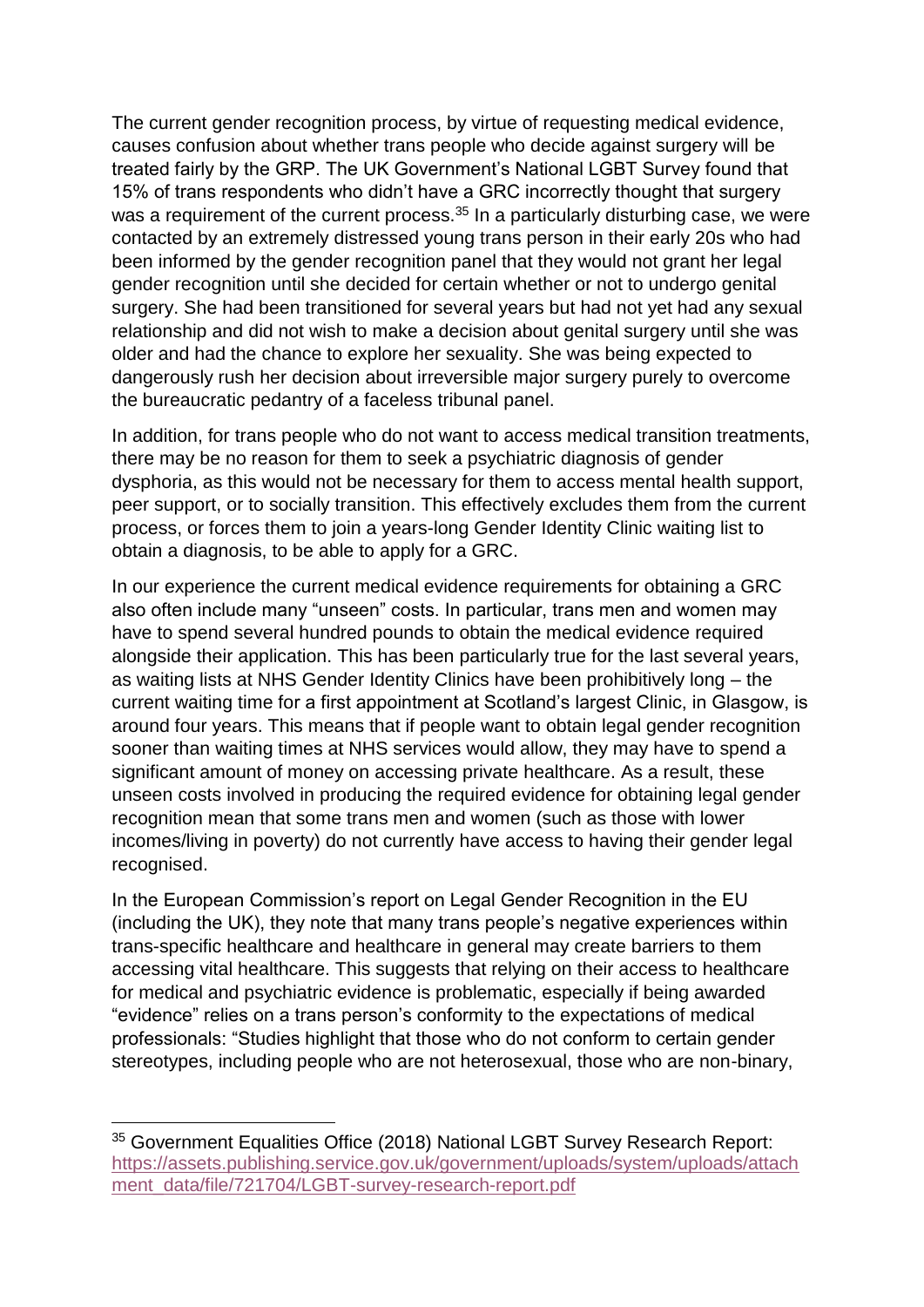The current gender recognition process, by virtue of requesting medical evidence, causes confusion about whether trans people who decide against surgery will be treated fairly by the GRP. The UK Government's National LGBT Survey found that 15% of trans respondents who didn't have a GRC incorrectly thought that surgery was a requirement of the current process.[35] In a particularly disturbing case, we were contacted by an extremely distressed young trans person in their early 20s who had been informed by the gender recognition panel that they would not grant her legal gender recognition until she decided for certain whether or not to undergo genital surgery. She had been transitioned for several years but had not yet had any sexual relationship and did not wish to make a decision about genital surgery until she was older and had the chance to explore her sexuality. She was being expected to dangerously rush her decision about irreversible major surgery purely to overcome the bureaucratic pedantry of a faceless tribunal panel.

In addition, for trans people who do not want to access medical transition treatments, there may be no reason for them to seek a psychiatric diagnosis of gender dysphoria, as this would not be necessary for them to access mental health support, peer support, or to socially transition. This effectively excludes them from the current process, or forces them to join a years-long Gender Identity Clinic waiting list to obtain a diagnosis, to be able to apply for a GRC.

In our experience the current medical evidence requirements for obtaining a GRC also often include many "unseen" costs. In particular, trans men and women may have to spend several hundred pounds to obtain the medical evidence required alongside their application. This has been particularly true for the last several years, as waiting lists at NHS Gender Identity Clinics have been prohibitively long – the current waiting time for a first appointment at Scotland's largest Clinic, in Glasgow, is around four years. This means that if people want to obtain legal gender recognition sooner than waiting times at NHS services would allow, they may have to spend a significant amount of money on accessing private healthcare. As a result, these unseen costs involved in producing the required evidence for obtaining legal gender recognition mean that some trans men and women (such as those with lower incomes/living in poverty) do not currently have access to having their gender legal recognised.

In the European Commission's report on Legal Gender Recognition in the EU (including the UK), they note that many trans people's negative experiences within trans-specific healthcare and healthcare in general may create barriers to them accessing vital healthcare. This suggests that relying on their access to healthcare for medical and psychiatric evidence is problematic, especially if being awarded "evidence" relies on a trans person's conformity to the expectations of medical professionals: "Studies highlight that those who do not conform to certain gender stereotypes, including people who are not heterosexual, those who are non-binary,

---

[35] Government Equalities Office (2018) National LGBT Survey Research Report: https://assets.publishing.service.gov.uk/government/uploads/system/uploads/attachment_data/file/721704/LGBT-survey-research-report.pdf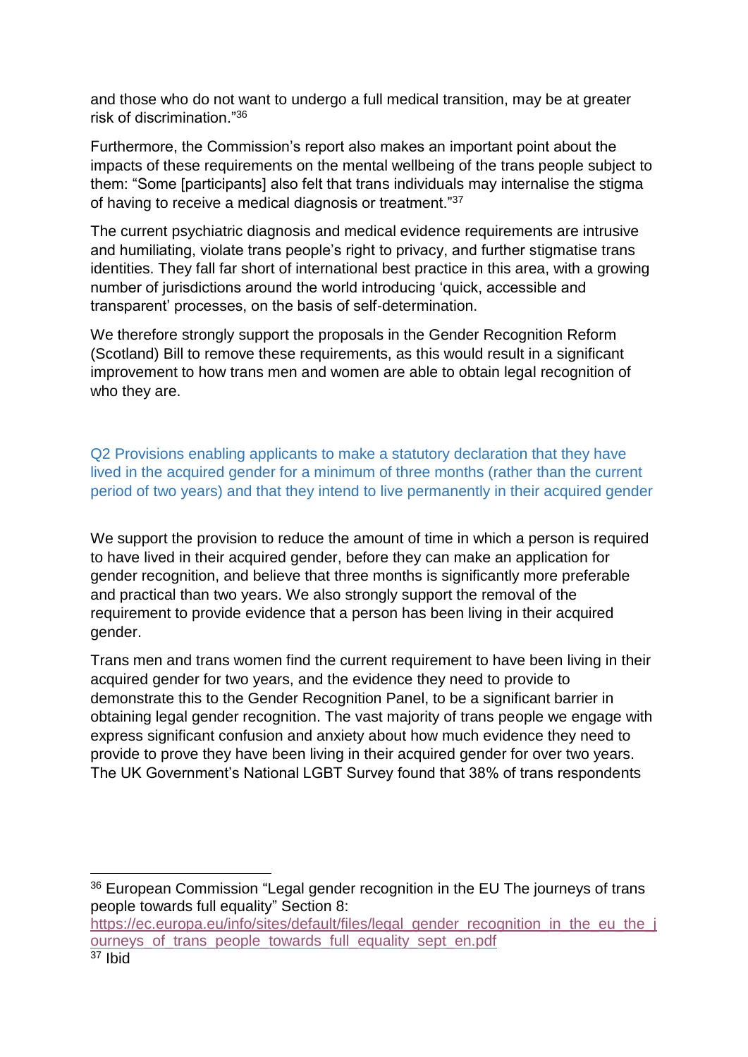and those who do not want to undergo a full medical transition, may be at greater risk of discrimination."[36]

Furthermore, the Commission's report also makes an important point about the impacts of these requirements on the mental wellbeing of the trans people subject to them: "Some [participants] also felt that trans individuals may internalise the stigma of having to receive a medical diagnosis or treatment."[37]

The current psychiatric diagnosis and medical evidence requirements are intrusive and humiliating, violate trans people's right to privacy, and further stigmatise trans identities. They fall far short of international best practice in this area, with a growing number of jurisdictions around the world introducing 'quick, accessible and transparent' processes, on the basis of self-determination.

We therefore strongly support the proposals in the Gender Recognition Reform (Scotland) Bill to remove these requirements, as this would result in a significant improvement to how trans men and women are able to obtain legal recognition of who they are.

### Q2 Provisions enabling applicants to make a statutory declaration that they have lived in the acquired gender for a minimum of three months (rather than the current period of two years) and that they intend to live permanently in their acquired gender

We support the provision to reduce the amount of time in which a person is required to have lived in their acquired gender, before they can make an application for gender recognition, and believe that three months is significantly more preferable and practical than two years. We also strongly support the removal of the requirement to provide evidence that a person has been living in their acquired gender.

Trans men and trans women find the current requirement to have been living in their acquired gender for two years, and the evidence they need to provide to demonstrate this to the Gender Recognition Panel, to be a significant barrier in obtaining legal gender recognition. The vast majority of trans people we engage with express significant confusion and anxiety about how much evidence they need to provide to prove they have been living in their acquired gender for over two years. The UK Government's National LGBT Survey found that 38% of trans respondents

---

[36] European Commission "Legal gender recognition in the EU The journeys of trans people towards full equality" Section 8: https://ec.europa.eu/info/sites/default/files/legal_gender_recognition_in_the_eu_the_journeys_of_trans_people_towards_full_equality_sept_en.pdf

[37] Ibid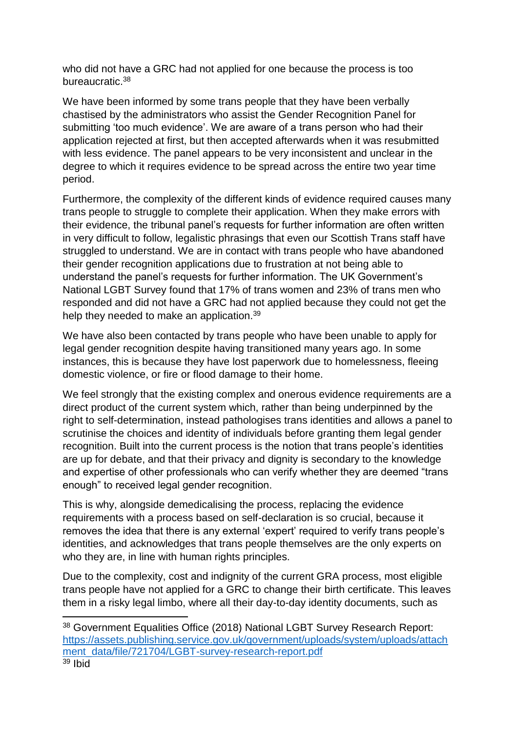who did not have a GRC had not applied for one because the process is too bureaucratic.[38]

We have been informed by some trans people that they have been verbally chastised by the administrators who assist the Gender Recognition Panel for submitting 'too much evidence'. We are aware of a trans person who had their application rejected at first, but then accepted afterwards when it was resubmitted with less evidence. The panel appears to be very inconsistent and unclear in the degree to which it requires evidence to be spread across the entire two year time period.

Furthermore, the complexity of the different kinds of evidence required causes many trans people to struggle to complete their application. When they make errors with their evidence, the tribunal panel's requests for further information are often written in very difficult to follow, legalistic phrasings that even our Scottish Trans staff have struggled to understand. We are in contact with trans people who have abandoned their gender recognition applications due to frustration at not being able to understand the panel's requests for further information. The UK Government's National LGBT Survey found that 17% of trans women and 23% of trans men who responded and did not have a GRC had not applied because they could not get the help they needed to make an application.[39]

We have also been contacted by trans people who have been unable to apply for legal gender recognition despite having transitioned many years ago. In some instances, this is because they have lost paperwork due to homelessness, fleeing domestic violence, or fire or flood damage to their home.

We feel strongly that the existing complex and onerous evidence requirements are a direct product of the current system which, rather than being underpinned by the right to self-determination, instead pathologises trans identities and allows a panel to scrutinise the choices and identity of individuals before granting them legal gender recognition. Built into the current process is the notion that trans people's identities are up for debate, and that their privacy and dignity is secondary to the knowledge and expertise of other professionals who can verify whether they are deemed "trans enough" to received legal gender recognition.

This is why, alongside demedicalising the process, replacing the evidence requirements with a process based on self-declaration is so crucial, because it removes the idea that there is any external 'expert' required to verify trans people's identities, and acknowledges that trans people themselves are the only experts on who they are, in line with human rights principles.

Due to the complexity, cost and indignity of the current GRA process, most eligible trans people have not applied for a GRC to change their birth certificate. This leaves them in a risky legal limbo, where all their day-to-day identity documents, such as

---

[38] Government Equalities Office (2018) National LGBT Survey Research Report: https://assets.publishing.service.gov.uk/government/uploads/system/uploads/attachment_data/file/721704/LGBT-survey-research-report.pdf

[39] Ibid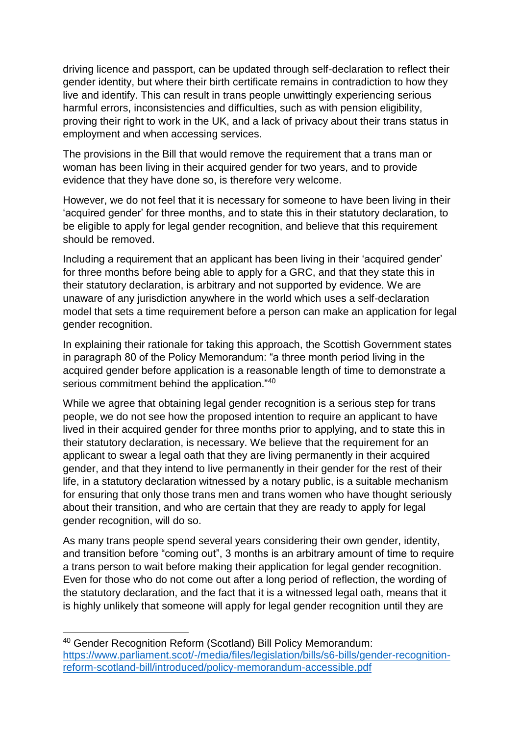driving licence and passport, can be updated through self-declaration to reflect their gender identity, but where their birth certificate remains in contradiction to how they live and identify. This can result in trans people unwittingly experiencing serious harmful errors, inconsistencies and difficulties, such as with pension eligibility, proving their right to work in the UK, and a lack of privacy about their trans status in employment and when accessing services.

The provisions in the Bill that would remove the requirement that a trans man or woman has been living in their acquired gender for two years, and to provide evidence that they have done so, is therefore very welcome.

However, we do not feel that it is necessary for someone to have been living in their 'acquired gender' for three months, and to state this in their statutory declaration, to be eligible to apply for legal gender recognition, and believe that this requirement should be removed.

Including a requirement that an applicant has been living in their 'acquired gender' for three months before being able to apply for a GRC, and that they state this in their statutory declaration, is arbitrary and not supported by evidence. We are unaware of any jurisdiction anywhere in the world which uses a self-declaration model that sets a time requirement before a person can make an application for legal gender recognition.

In explaining their rationale for taking this approach, the Scottish Government states in paragraph 80 of the Policy Memorandum: "a three month period living in the acquired gender before application is a reasonable length of time to demonstrate a serious commitment behind the application."[40]

While we agree that obtaining legal gender recognition is a serious step for trans people, we do not see how the proposed intention to require an applicant to have lived in their acquired gender for three months prior to applying, and to state this in their statutory declaration, is necessary. We believe that the requirement for an applicant to swear a legal oath that they are living permanently in their acquired gender, and that they intend to live permanently in their gender for the rest of their life, in a statutory declaration witnessed by a notary public, is a suitable mechanism for ensuring that only those trans men and trans women who have thought seriously about their transition, and who are certain that they are ready to apply for legal gender recognition, will do so.

As many trans people spend several years considering their own gender, identity, and transition before "coming out", 3 months is an arbitrary amount of time to require a trans person to wait before making their application for legal gender recognition. Even for those who do not come out after a long period of reflection, the wording of the statutory declaration, and the fact that it is a witnessed legal oath, means that it is highly unlikely that someone will apply for legal gender recognition until they are

[40] Gender Recognition Reform (Scotland) Bill Policy Memorandum: https://www.parliament.scot/-/media/files/legislation/bills/s6-bills/gender-recognition-reform-scotland-bill/introduced/policy-memorandum-accessible.pdf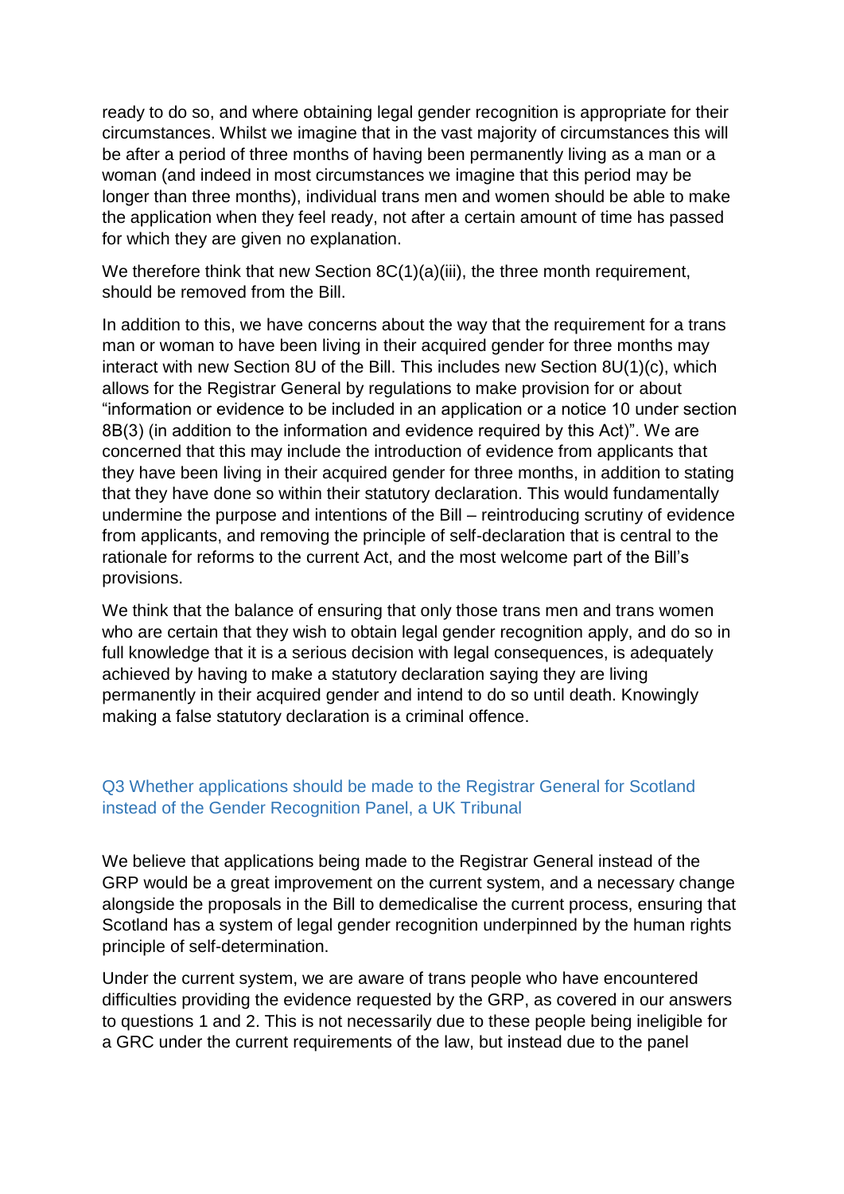ready to do so, and where obtaining legal gender recognition is appropriate for their circumstances. Whilst we imagine that in the vast majority of circumstances this will be after a period of three months of having been permanently living as a man or a woman (and indeed in most circumstances we imagine that this period may be longer than three months), individual trans men and women should be able to make the application when they feel ready, not after a certain amount of time has passed for which they are given no explanation.

We therefore think that new Section 8C(1)(a)(iii), the three month requirement, should be removed from the Bill.

In addition to this, we have concerns about the way that the requirement for a trans man or woman to have been living in their acquired gender for three months may interact with new Section 8U of the Bill. This includes new Section 8U(1)(c), which allows for the Registrar General by regulations to make provision for or about "information or evidence to be included in an application or a notice 10 under section 8B(3) (in addition to the information and evidence required by this Act)". We are concerned that this may include the introduction of evidence from applicants that they have been living in their acquired gender for three months, in addition to stating that they have done so within their statutory declaration. This would fundamentally undermine the purpose and intentions of the Bill – reintroducing scrutiny of evidence from applicants, and removing the principle of self-declaration that is central to the rationale for reforms to the current Act, and the most welcome part of the Bill's provisions.

We think that the balance of ensuring that only those trans men and trans women who are certain that they wish to obtain legal gender recognition apply, and do so in full knowledge that it is a serious decision with legal consequences, is adequately achieved by having to make a statutory declaration saying they are living permanently in their acquired gender and intend to do so until death. Knowingly making a false statutory declaration is a criminal offence.

### Q3 Whether applications should be made to the Registrar General for Scotland instead of the Gender Recognition Panel, a UK Tribunal

We believe that applications being made to the Registrar General instead of the GRP would be a great improvement on the current system, and a necessary change alongside the proposals in the Bill to demedicalise the current process, ensuring that Scotland has a system of legal gender recognition underpinned by the human rights principle of self-determination.

Under the current system, we are aware of trans people who have encountered difficulties providing the evidence requested by the GRP, as covered in our answers to questions 1 and 2. This is not necessarily due to these people being ineligible for a GRC under the current requirements of the law, but instead due to the panel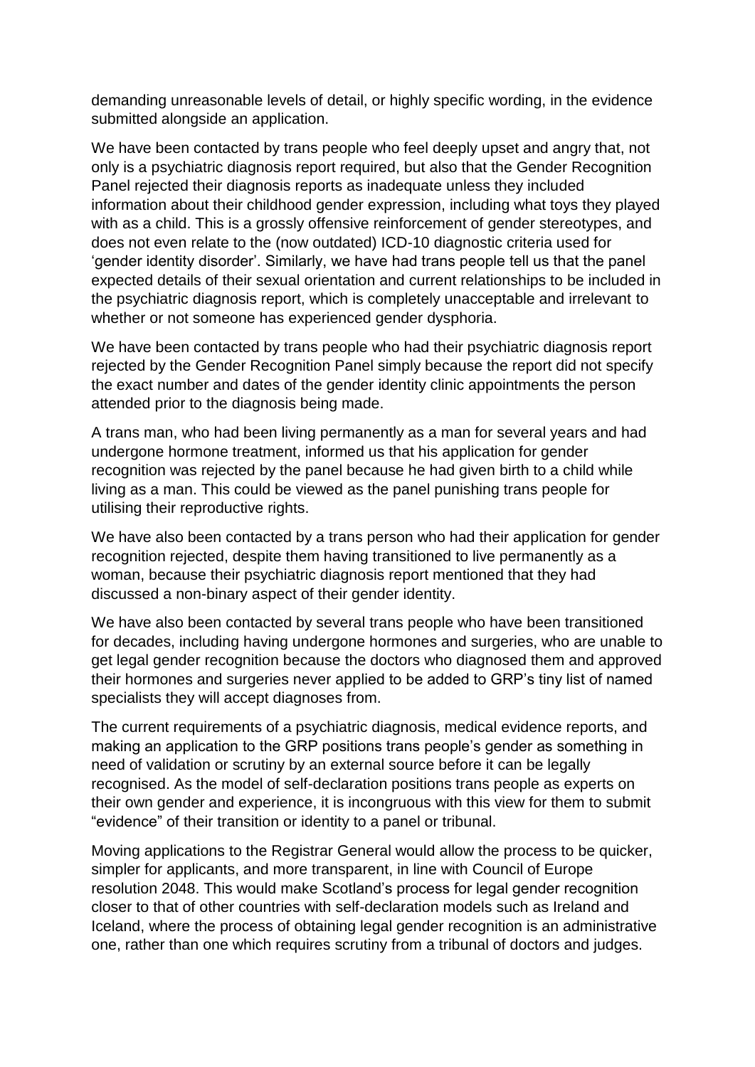demanding unreasonable levels of detail, or highly specific wording, in the evidence submitted alongside an application.

We have been contacted by trans people who feel deeply upset and angry that, not only is a psychiatric diagnosis report required, but also that the Gender Recognition Panel rejected their diagnosis reports as inadequate unless they included information about their childhood gender expression, including what toys they played with as a child. This is a grossly offensive reinforcement of gender stereotypes, and does not even relate to the (now outdated) ICD-10 diagnostic criteria used for 'gender identity disorder'. Similarly, we have had trans people tell us that the panel expected details of their sexual orientation and current relationships to be included in the psychiatric diagnosis report, which is completely unacceptable and irrelevant to whether or not someone has experienced gender dysphoria.

We have been contacted by trans people who had their psychiatric diagnosis report rejected by the Gender Recognition Panel simply because the report did not specify the exact number and dates of the gender identity clinic appointments the person attended prior to the diagnosis being made.

A trans man, who had been living permanently as a man for several years and had undergone hormone treatment, informed us that his application for gender recognition was rejected by the panel because he had given birth to a child while living as a man. This could be viewed as the panel punishing trans people for utilising their reproductive rights.

We have also been contacted by a trans person who had their application for gender recognition rejected, despite them having transitioned to live permanently as a woman, because their psychiatric diagnosis report mentioned that they had discussed a non-binary aspect of their gender identity.

We have also been contacted by several trans people who have been transitioned for decades, including having undergone hormones and surgeries, who are unable to get legal gender recognition because the doctors who diagnosed them and approved their hormones and surgeries never applied to be added to GRP's tiny list of named specialists they will accept diagnoses from.

The current requirements of a psychiatric diagnosis, medical evidence reports, and making an application to the GRP positions trans people's gender as something in need of validation or scrutiny by an external source before it can be legally recognised. As the model of self-declaration positions trans people as experts on their own gender and experience, it is incongruous with this view for them to submit "evidence" of their transition or identity to a panel or tribunal.

Moving applications to the Registrar General would allow the process to be quicker, simpler for applicants, and more transparent, in line with Council of Europe resolution 2048. This would make Scotland's process for legal gender recognition closer to that of other countries with self-declaration models such as Ireland and Iceland, where the process of obtaining legal gender recognition is an administrative one, rather than one which requires scrutiny from a tribunal of doctors and judges.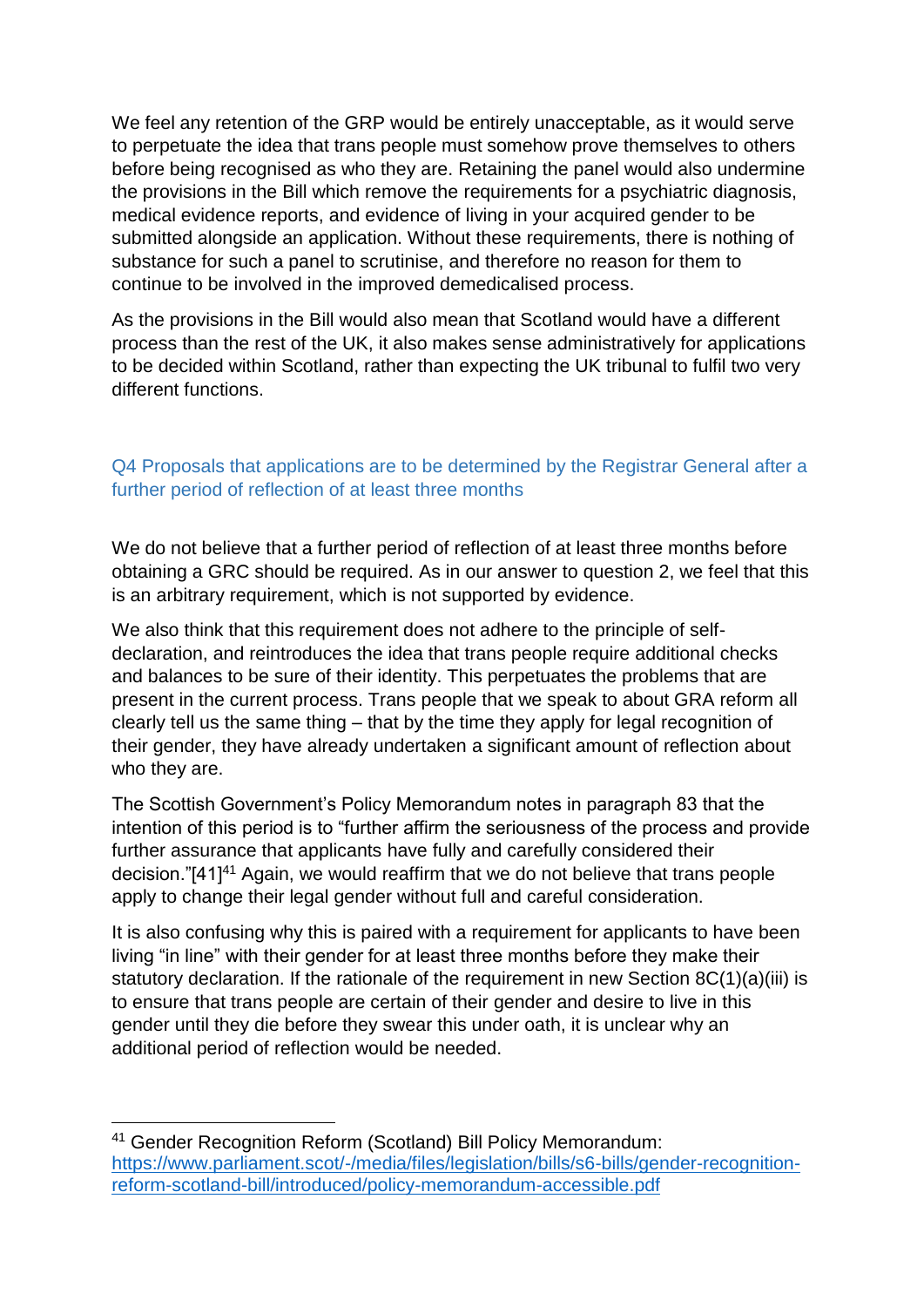We feel any retention of the GRP would be entirely unacceptable, as it would serve to perpetuate the idea that trans people must somehow prove themselves to others before being recognised as who they are. Retaining the panel would also undermine the provisions in the Bill which remove the requirements for a psychiatric diagnosis, medical evidence reports, and evidence of living in your acquired gender to be submitted alongside an application. Without these requirements, there is nothing of substance for such a panel to scrutinise, and therefore no reason for them to continue to be involved in the improved demedicalised process.

As the provisions in the Bill would also mean that Scotland would have a different process than the rest of the UK, it also makes sense administratively for applications to be decided within Scotland, rather than expecting the UK tribunal to fulfil two very different functions.

### Q4 Proposals that applications are to be determined by the Registrar General after a further period of reflection of at least three months

We do not believe that a further period of reflection of at least three months before obtaining a GRC should be required. As in our answer to question 2, we feel that this is an arbitrary requirement, which is not supported by evidence.

We also think that this requirement does not adhere to the principle of self-declaration, and reintroduces the idea that trans people require additional checks and balances to be sure of their identity. This perpetuates the problems that are present in the current process. Trans people that we speak to about GRA reform all clearly tell us the same thing – that by the time they apply for legal recognition of their gender, they have already undertaken a significant amount of reflection about who they are.

The Scottish Government's Policy Memorandum notes in paragraph 83 that the intention of this period is to "further affirm the seriousness of the process and provide further assurance that applicants have fully and carefully considered their decision."[41][41] Again, we would reaffirm that we do not believe that trans people apply to change their legal gender without full and careful consideration.

It is also confusing why this is paired with a requirement for applicants to have been living "in line" with their gender for at least three months before they make their statutory declaration. If the rationale of the requirement in new Section 8C(1)(a)(iii) is to ensure that trans people are certain of their gender and desire to live in this gender until they die before they swear this under oath, it is unclear why an additional period of reflection would be needed.

[41] Gender Recognition Reform (Scotland) Bill Policy Memorandum: https://www.parliament.scot/-/media/files/legislation/bills/s6-bills/gender-recognition-reform-scotland-bill/introduced/policy-memorandum-accessible.pdf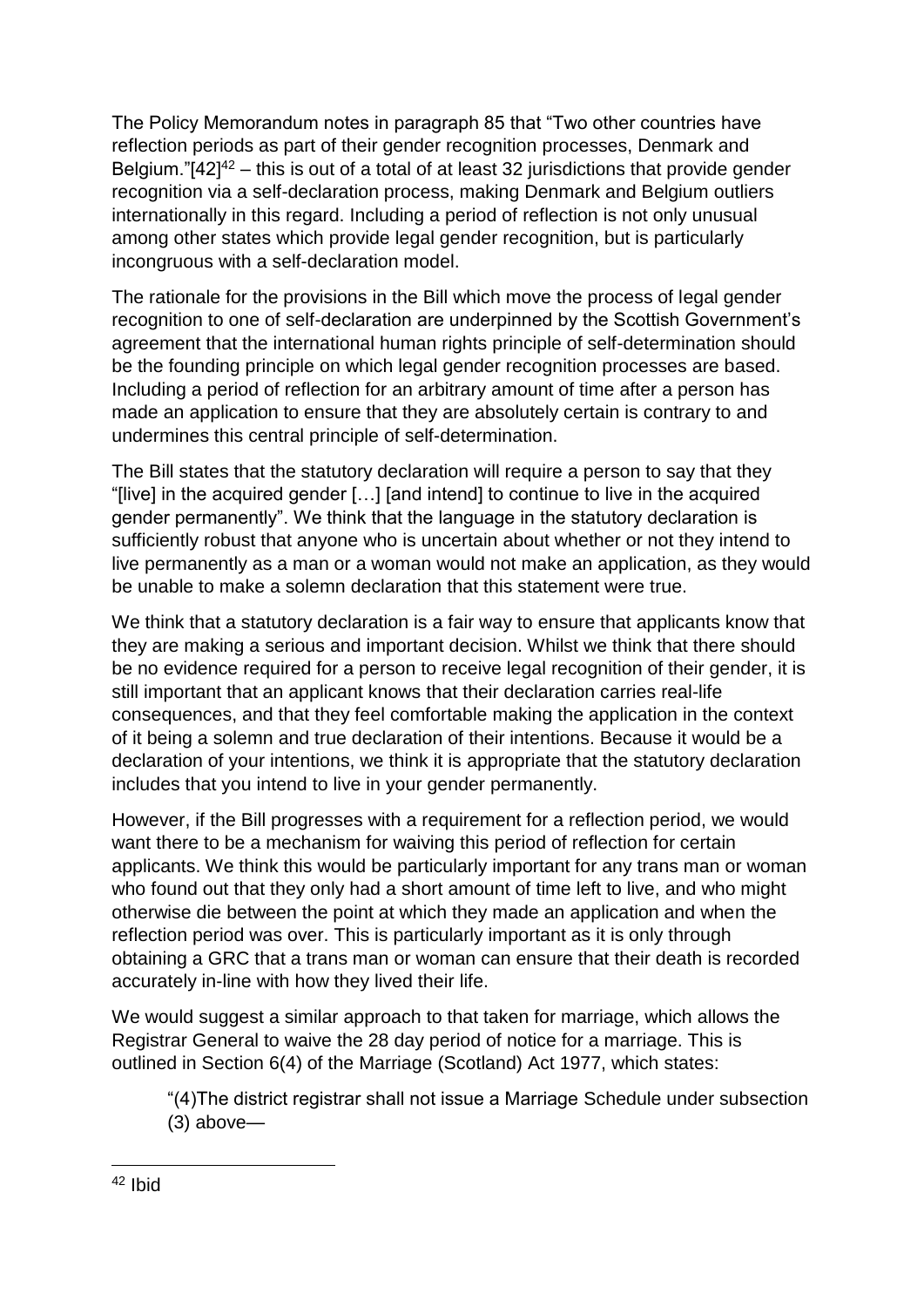The Policy Memorandum notes in paragraph 85 that "Two other countries have reflection periods as part of their gender recognition processes, Denmark and Belgium."[42][42] – this is out of a total of at least 32 jurisdictions that provide gender recognition via a self-declaration process, making Denmark and Belgium outliers internationally in this regard. Including a period of reflection is not only unusual among other states which provide legal gender recognition, but is particularly incongruous with a self-declaration model.

The rationale for the provisions in the Bill which move the process of legal gender recognition to one of self-declaration are underpinned by the Scottish Government's agreement that the international human rights principle of self-determination should be the founding principle on which legal gender recognition processes are based. Including a period of reflection for an arbitrary amount of time after a person has made an application to ensure that they are absolutely certain is contrary to and undermines this central principle of self-determination.

The Bill states that the statutory declaration will require a person to say that they "[live] in the acquired gender […] [and intend] to continue to live in the acquired gender permanently". We think that the language in the statutory declaration is sufficiently robust that anyone who is uncertain about whether or not they intend to live permanently as a man or a woman would not make an application, as they would be unable to make a solemn declaration that this statement were true.

We think that a statutory declaration is a fair way to ensure that applicants know that they are making a serious and important decision. Whilst we think that there should be no evidence required for a person to receive legal recognition of their gender, it is still important that an applicant knows that their declaration carries real-life consequences, and that they feel comfortable making the application in the context of it being a solemn and true declaration of their intentions. Because it would be a declaration of your intentions, we think it is appropriate that the statutory declaration includes that you intend to live in your gender permanently.

However, if the Bill progresses with a requirement for a reflection period, we would want there to be a mechanism for waiving this period of reflection for certain applicants. We think this would be particularly important for any trans man or woman who found out that they only had a short amount of time left to live, and who might otherwise die between the point at which they made an application and when the reflection period was over. This is particularly important as it is only through obtaining a GRC that a trans man or woman can ensure that their death is recorded accurately in-line with how they lived their life.

We would suggest a similar approach to that taken for marriage, which allows the Registrar General to waive the 28 day period of notice for a marriage. This is outlined in Section 6(4) of the Marriage (Scotland) Act 1977, which states:

> "(4)The district registrar shall not issue a Marriage Schedule under subsection (3) above—

---

[42] Ibid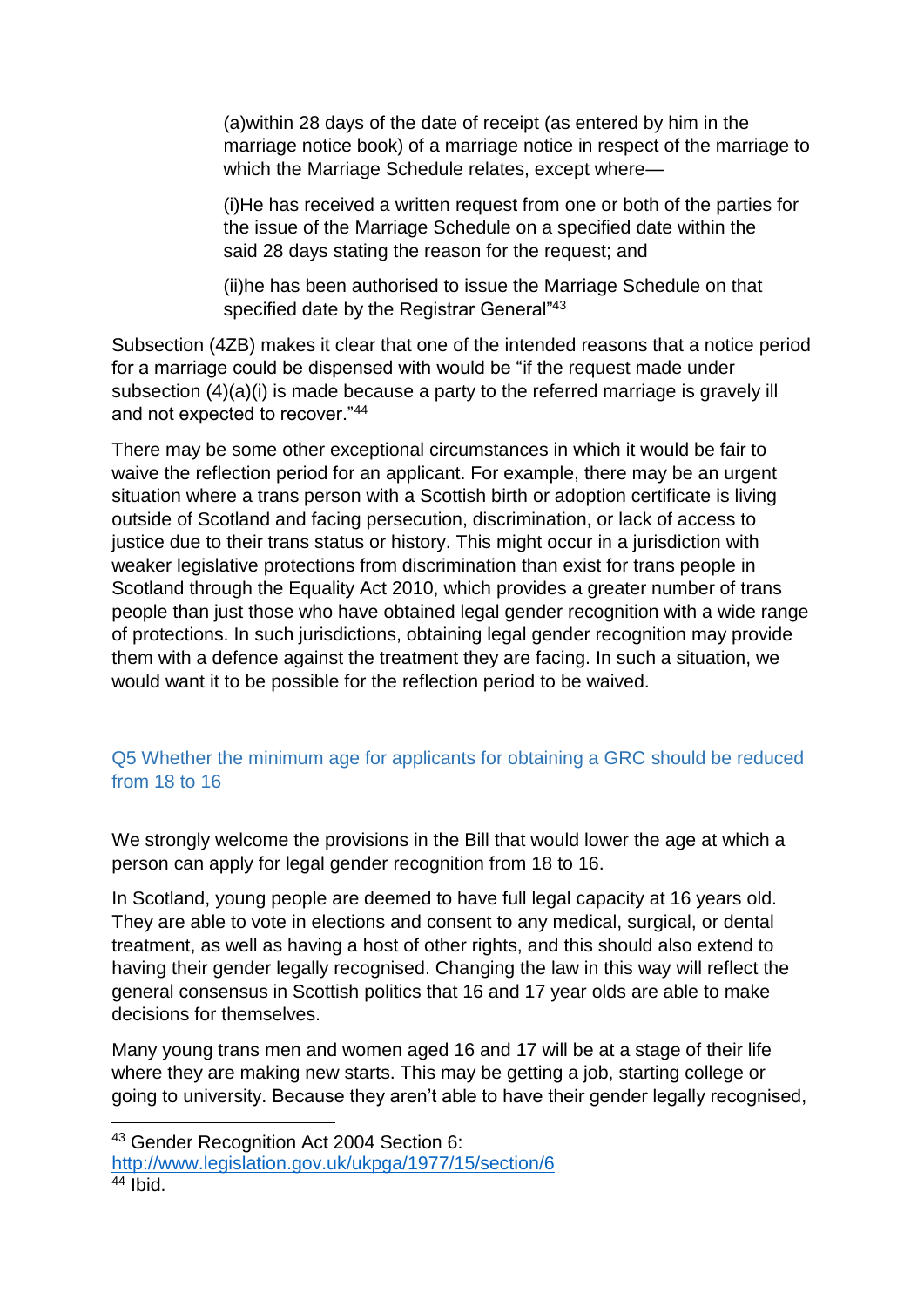(a)within 28 days of the date of receipt (as entered by him in the marriage notice book) of a marriage notice in respect of the marriage to which the Marriage Schedule relates, except where—

(i)He has received a written request from one or both of the parties for the issue of the Marriage Schedule on a specified date within the said 28 days stating the reason for the request; and

(ii)he has been authorised to issue the Marriage Schedule on that specified date by the Registrar General"[43]

Subsection (4ZB) makes it clear that one of the intended reasons that a notice period for a marriage could be dispensed with would be "if the request made under subsection (4)(a)(i) is made because a party to the referred marriage is gravely ill and not expected to recover."[44]

There may be some other exceptional circumstances in which it would be fair to waive the reflection period for an applicant. For example, there may be an urgent situation where a trans person with a Scottish birth or adoption certificate is living outside of Scotland and facing persecution, discrimination, or lack of access to justice due to their trans status or history. This might occur in a jurisdiction with weaker legislative protections from discrimination than exist for trans people in Scotland through the Equality Act 2010, which provides a greater number of trans people than just those who have obtained legal gender recognition with a wide range of protections. In such jurisdictions, obtaining legal gender recognition may provide them with a defence against the treatment they are facing. In such a situation, we would want it to be possible for the reflection period to be waived.

### Q5 Whether the minimum age for applicants for obtaining a GRC should be reduced from 18 to 16

We strongly welcome the provisions in the Bill that would lower the age at which a person can apply for legal gender recognition from 18 to 16.

In Scotland, young people are deemed to have full legal capacity at 16 years old. They are able to vote in elections and consent to any medical, surgical, or dental treatment, as well as having a host of other rights, and this should also extend to having their gender legally recognised. Changing the law in this way will reflect the general consensus in Scottish politics that 16 and 17 year olds are able to make decisions for themselves.

Many young trans men and women aged 16 and 17 will be at a stage of their life where they are making new starts. This may be getting a job, starting college or going to university. Because they aren't able to have their gender legally recognised,

---

[43] Gender Recognition Act 2004 Section 6: http://www.legislation.gov.uk/ukpga/1977/15/section/6

[44] Ibid.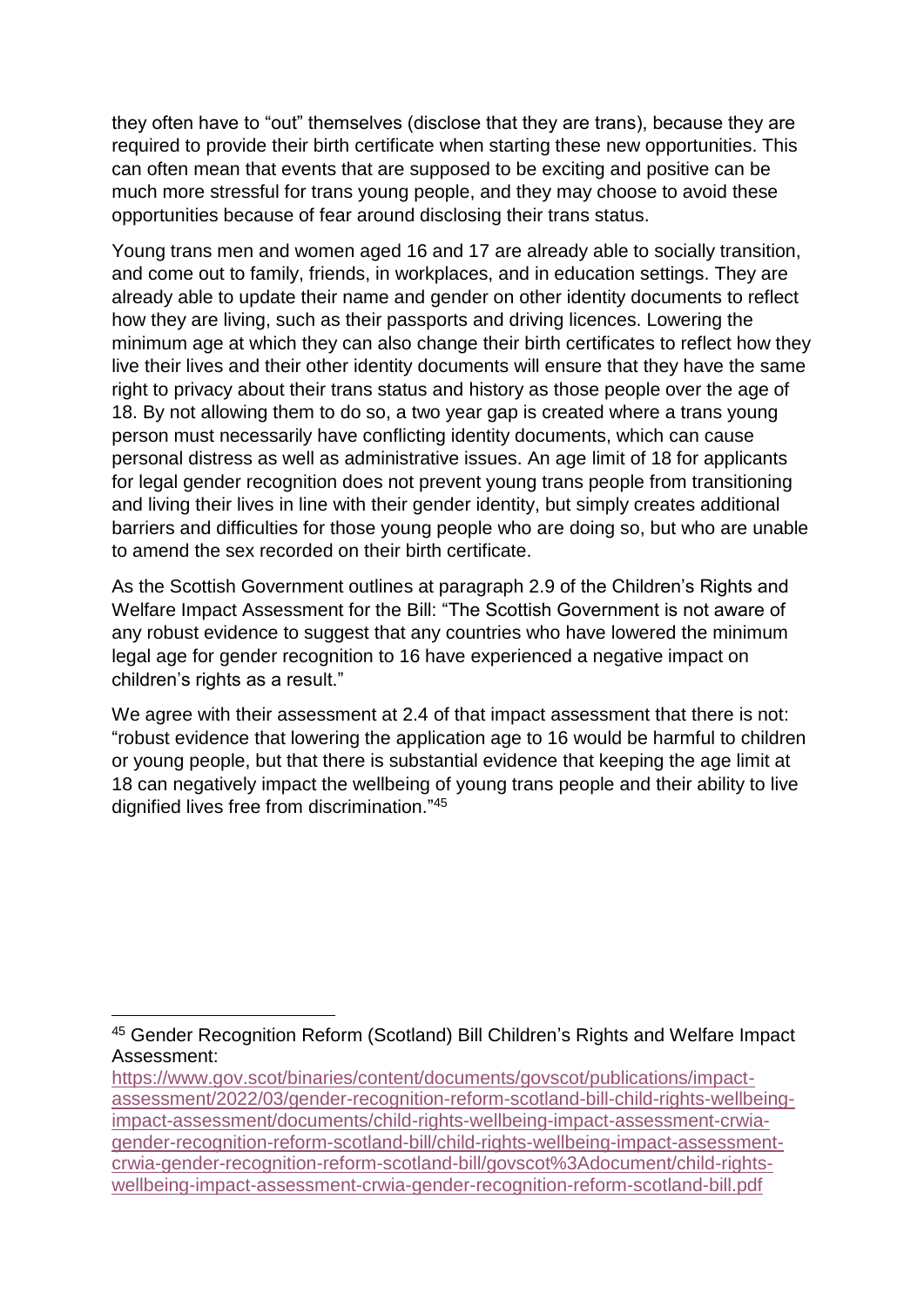they often have to "out" themselves (disclose that they are trans), because they are required to provide their birth certificate when starting these new opportunities. This can often mean that events that are supposed to be exciting and positive can be much more stressful for trans young people, and they may choose to avoid these opportunities because of fear around disclosing their trans status.

Young trans men and women aged 16 and 17 are already able to socially transition, and come out to family, friends, in workplaces, and in education settings. They are already able to update their name and gender on other identity documents to reflect how they are living, such as their passports and driving licences. Lowering the minimum age at which they can also change their birth certificates to reflect how they live their lives and their other identity documents will ensure that they have the same right to privacy about their trans status and history as those people over the age of 18. By not allowing them to do so, a two year gap is created where a trans young person must necessarily have conflicting identity documents, which can cause personal distress as well as administrative issues. An age limit of 18 for applicants for legal gender recognition does not prevent young trans people from transitioning and living their lives in line with their gender identity, but simply creates additional barriers and difficulties for those young people who are doing so, but who are unable to amend the sex recorded on their birth certificate.

As the Scottish Government outlines at paragraph 2.9 of the Children's Rights and Welfare Impact Assessment for the Bill: "The Scottish Government is not aware of any robust evidence to suggest that any countries who have lowered the minimum legal age for gender recognition to 16 have experienced a negative impact on children's rights as a result."

We agree with their assessment at 2.4 of that impact assessment that there is not: "robust evidence that lowering the application age to 16 would be harmful to children or young people, but that there is substantial evidence that keeping the age limit at 18 can negatively impact the wellbeing of young trans people and their ability to live dignified lives free from discrimination."[45]

---

[45] Gender Recognition Reform (Scotland) Bill Children's Rights and Welfare Impact Assessment: https://www.gov.scot/binaries/content/documents/govscot/publications/impact-assessment/2022/03/gender-recognition-reform-scotland-bill-child-rights-wellbeing-impact-assessment/documents/child-rights-wellbeing-impact-assessment-crwia-gender-recognition-reform-scotland-bill/child-rights-wellbeing-impact-assessment-crwia-gender-recognition-reform-scotland-bill/govscot%3Adocument/child-rights-wellbeing-impact-assessment-crwia-gender-recognition-reform-scotland-bill.pdf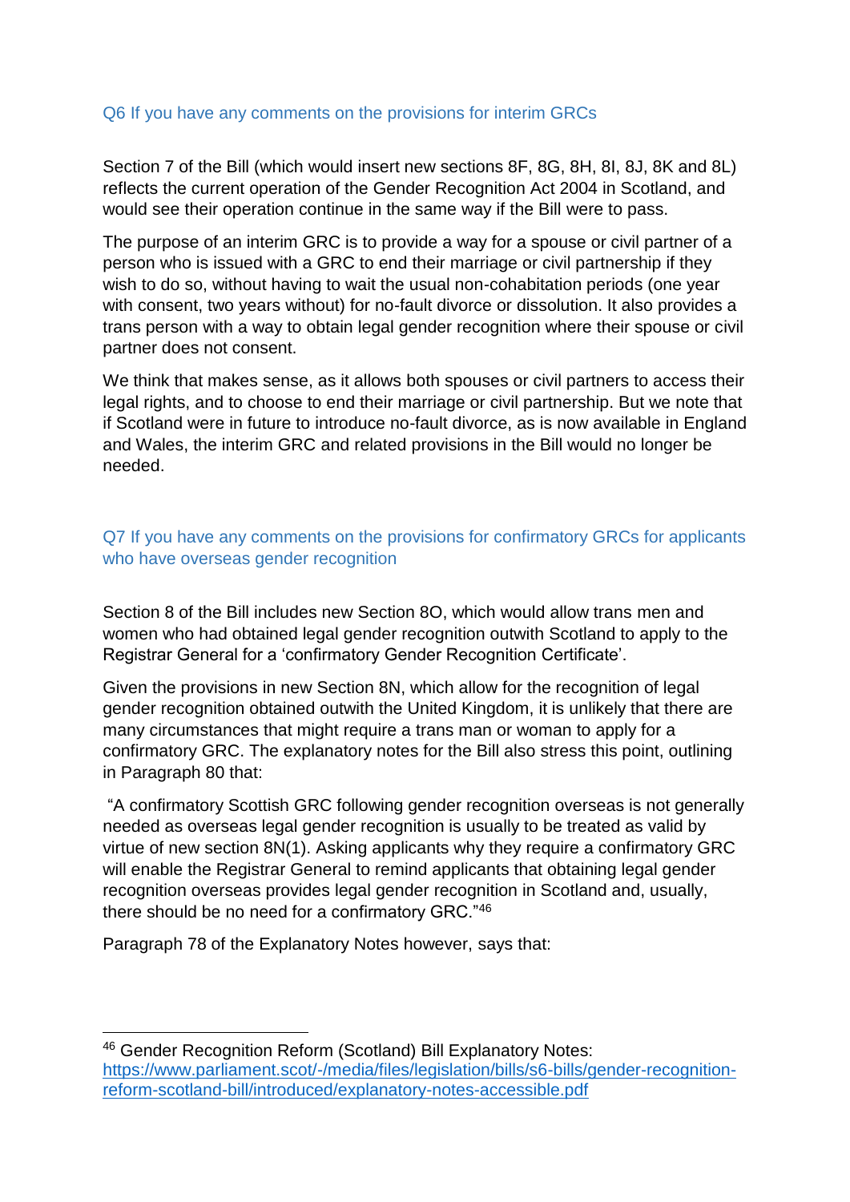## Q6 If you have any comments on the provisions for interim GRCs

Section 7 of the Bill (which would insert new sections 8F, 8G, 8H, 8I, 8J, 8K and 8L) reflects the current operation of the Gender Recognition Act 2004 in Scotland, and would see their operation continue in the same way if the Bill were to pass.

The purpose of an interim GRC is to provide a way for a spouse or civil partner of a person who is issued with a GRC to end their marriage or civil partnership if they wish to do so, without having to wait the usual non-cohabitation periods (one year with consent, two years without) for no-fault divorce or dissolution. It also provides a trans person with a way to obtain legal gender recognition where their spouse or civil partner does not consent.

We think that makes sense, as it allows both spouses or civil partners to access their legal rights, and to choose to end their marriage or civil partnership. But we note that if Scotland were in future to introduce no-fault divorce, as is now available in England and Wales, the interim GRC and related provisions in the Bill would no longer be needed.

## Q7 If you have any comments on the provisions for confirmatory GRCs for applicants who have overseas gender recognition

Section 8 of the Bill includes new Section 8O, which would allow trans men and women who had obtained legal gender recognition outwith Scotland to apply to the Registrar General for a 'confirmatory Gender Recognition Certificate'.

Given the provisions in new Section 8N, which allow for the recognition of legal gender recognition obtained outwith the United Kingdom, it is unlikely that there are many circumstances that might require a trans man or woman to apply for a confirmatory GRC. The explanatory notes for the Bill also stress this point, outlining in Paragraph 80 that:

"A confirmatory Scottish GRC following gender recognition overseas is not generally needed as overseas legal gender recognition is usually to be treated as valid by virtue of new section 8N(1). Asking applicants why they require a confirmatory GRC will enable the Registrar General to remind applicants that obtaining legal gender recognition overseas provides legal gender recognition in Scotland and, usually, there should be no need for a confirmatory GRC."[46]

Paragraph 78 of the Explanatory Notes however, says that:

---

[46] Gender Recognition Reform (Scotland) Bill Explanatory Notes: https://www.parliament.scot/-/media/files/legislation/bills/s6-bills/gender-recognition-reform-scotland-bill/introduced/explanatory-notes-accessible.pdf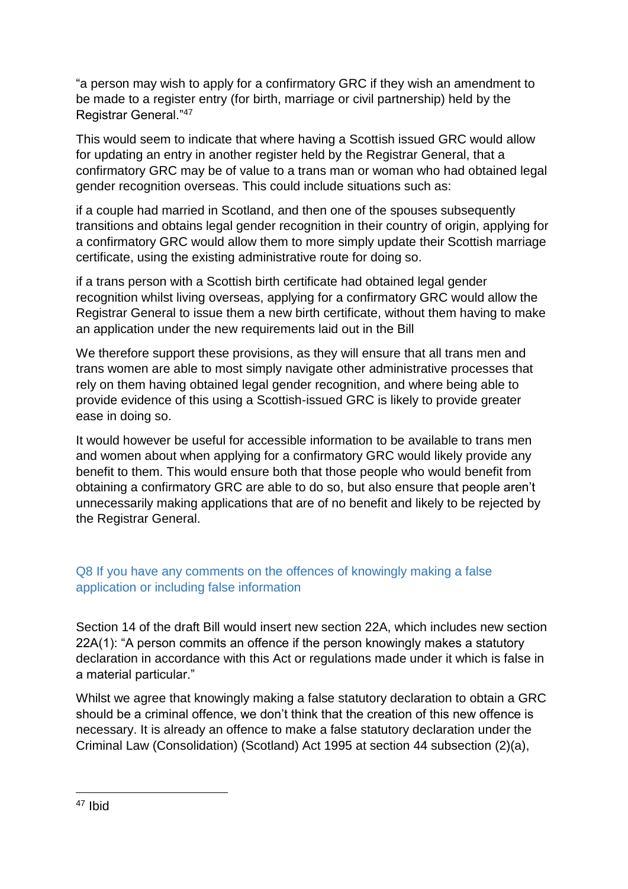"a person may wish to apply for a confirmatory GRC if they wish an amendment to be made to a register entry (for birth, marriage or civil partnership) held by the Registrar General."[47]

This would seem to indicate that where having a Scottish issued GRC would allow for updating an entry in another register held by the Registrar General, that a confirmatory GRC may be of value to a trans man or woman who had obtained legal gender recognition overseas. This could include situations such as:

if a couple had married in Scotland, and then one of the spouses subsequently transitions and obtains legal gender recognition in their country of origin, applying for a confirmatory GRC would allow them to more simply update their Scottish marriage certificate, using the existing administrative route for doing so.

if a trans person with a Scottish birth certificate had obtained legal gender recognition whilst living overseas, applying for a confirmatory GRC would allow the Registrar General to issue them a new birth certificate, without them having to make an application under the new requirements laid out in the Bill

We therefore support these provisions, as they will ensure that all trans men and trans women are able to most simply navigate other administrative processes that rely on them having obtained legal gender recognition, and where being able to provide evidence of this using a Scottish-issued GRC is likely to provide greater ease in doing so.

It would however be useful for accessible information to be available to trans men and women about when applying for a confirmatory GRC would likely provide any benefit to them. This would ensure both that those people who would benefit from obtaining a confirmatory GRC are able to do so, but also ensure that people aren't unnecessarily making applications that are of no benefit and likely to be rejected by the Registrar General.

### Q8 If you have any comments on the offences of knowingly making a false application or including false information

Section 14 of the draft Bill would insert new section 22A, which includes new section 22A(1): "A person commits an offence if the person knowingly makes a statutory declaration in accordance with this Act or regulations made under it which is false in a material particular."

Whilst we agree that knowingly making a false statutory declaration to obtain a GRC should be a criminal offence, we don't think that the creation of this new offence is necessary. It is already an offence to make a false statutory declaration under the Criminal Law (Consolidation) (Scotland) Act 1995 at section 44 subsection (2)(a),

[47] Ibid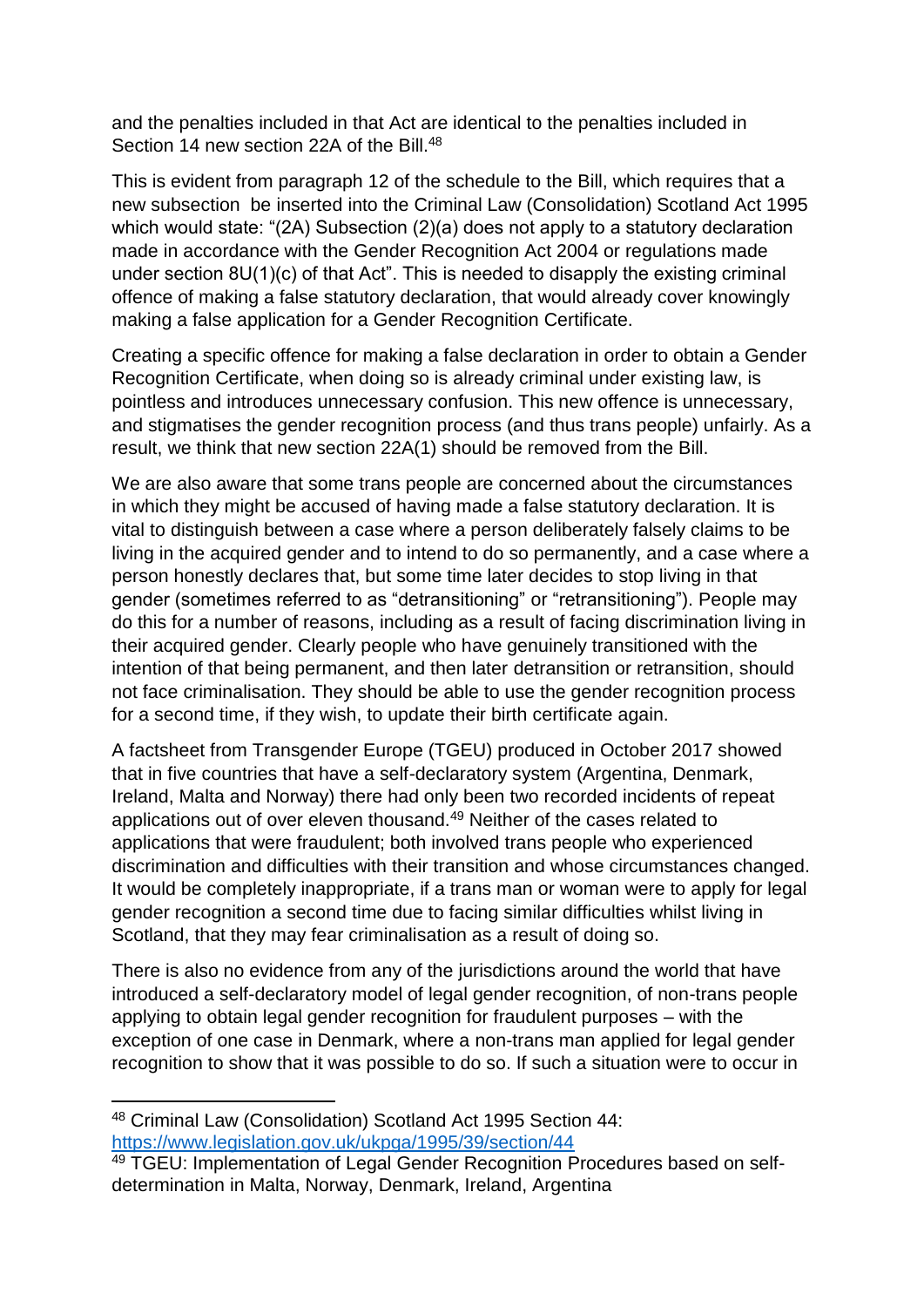and the penalties included in that Act are identical to the penalties included in Section 14 new section 22A of the Bill.[48]

This is evident from paragraph 12 of the schedule to the Bill, which requires that a new subsection be inserted into the Criminal Law (Consolidation) Scotland Act 1995 which would state: "(2A) Subsection (2)(a) does not apply to a statutory declaration made in accordance with the Gender Recognition Act 2004 or regulations made under section 8U(1)(c) of that Act". This is needed to disapply the existing criminal offence of making a false statutory declaration, that would already cover knowingly making a false application for a Gender Recognition Certificate.

Creating a specific offence for making a false declaration in order to obtain a Gender Recognition Certificate, when doing so is already criminal under existing law, is pointless and introduces unnecessary confusion. This new offence is unnecessary, and stigmatises the gender recognition process (and thus trans people) unfairly. As a result, we think that new section 22A(1) should be removed from the Bill.

We are also aware that some trans people are concerned about the circumstances in which they might be accused of having made a false statutory declaration. It is vital to distinguish between a case where a person deliberately falsely claims to be living in the acquired gender and to intend to do so permanently, and a case where a person honestly declares that, but some time later decides to stop living in that gender (sometimes referred to as "detransitioning" or "retransitioning"). People may do this for a number of reasons, including as a result of facing discrimination living in their acquired gender. Clearly people who have genuinely transitioned with the intention of that being permanent, and then later detransition or retransition, should not face criminalisation. They should be able to use the gender recognition process for a second time, if they wish, to update their birth certificate again.

A factsheet from Transgender Europe (TGEU) produced in October 2017 showed that in five countries that have a self-declaratory system (Argentina, Denmark, Ireland, Malta and Norway) there had only been two recorded incidents of repeat applications out of over eleven thousand.[49] Neither of the cases related to applications that were fraudulent; both involved trans people who experienced discrimination and difficulties with their transition and whose circumstances changed. It would be completely inappropriate, if a trans man or woman were to apply for legal gender recognition a second time due to facing similar difficulties whilst living in Scotland, that they may fear criminalisation as a result of doing so.

There is also no evidence from any of the jurisdictions around the world that have introduced a self-declaratory model of legal gender recognition, of non-trans people applying to obtain legal gender recognition for fraudulent purposes – with the exception of one case in Denmark, where a non-trans man applied for legal gender recognition to show that it was possible to do so. If such a situation were to occur in

---

[48] Criminal Law (Consolidation) Scotland Act 1995 Section 44: https://www.legislation.gov.uk/ukpga/1995/39/section/44

[49] TGEU: Implementation of Legal Gender Recognition Procedures based on self-determination in Malta, Norway, Denmark, Ireland, Argentina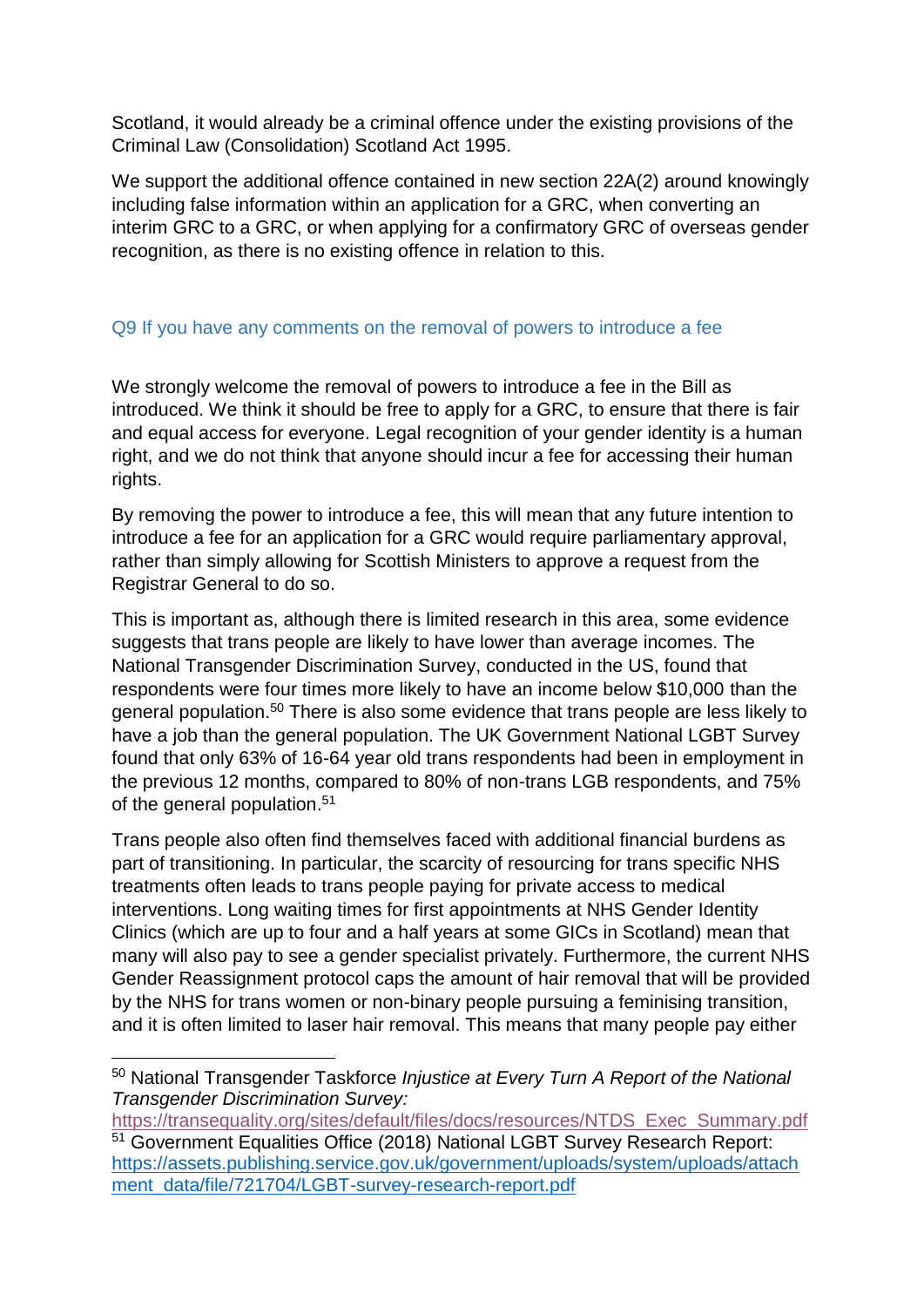Scotland, it would already be a criminal offence under the existing provisions of the Criminal Law (Consolidation) Scotland Act 1995.

We support the additional offence contained in new section 22A(2) around knowingly including false information within an application for a GRC, when converting an interim GRC to a GRC, or when applying for a confirmatory GRC of overseas gender recognition, as there is no existing offence in relation to this.

### Q9 If you have any comments on the removal of powers to introduce a fee

We strongly welcome the removal of powers to introduce a fee in the Bill as introduced. We think it should be free to apply for a GRC, to ensure that there is fair and equal access for everyone. Legal recognition of your gender identity is a human right, and we do not think that anyone should incur a fee for accessing their human rights.

By removing the power to introduce a fee, this will mean that any future intention to introduce a fee for an application for a GRC would require parliamentary approval, rather than simply allowing for Scottish Ministers to approve a request from the Registrar General to do so.

This is important as, although there is limited research in this area, some evidence suggests that trans people are likely to have lower than average incomes. The National Transgender Discrimination Survey, conducted in the US, found that respondents were four times more likely to have an income below $10,000 than the general population.[50] There is also some evidence that trans people are less likely to have a job than the general population. The UK Government National LGBT Survey found that only 63% of 16-64 year old trans respondents had been in employment in the previous 12 months, compared to 80% of non-trans LGB respondents, and 75% of the general population.[51]

Trans people also often find themselves faced with additional financial burdens as part of transitioning. In particular, the scarcity of resourcing for trans specific NHS treatments often leads to trans people paying for private access to medical interventions. Long waiting times for first appointments at NHS Gender Identity Clinics (which are up to four and a half years at some GICs in Scotland) mean that many will also pay to see a gender specialist privately. Furthermore, the current NHS Gender Reassignment protocol caps the amount of hair removal that will be provided by the NHS for trans women or non-binary people pursuing a feminising transition, and it is often limited to laser hair removal. This means that many people pay either

---

[50] National Transgender Taskforce *Injustice at Every Turn A Report of the National Transgender Discrimination Survey:* https://transequality.org/sites/default/files/docs/resources/NTDS_Exec_Summary.pdf

[51] Government Equalities Office (2018) National LGBT Survey Research Report: https://assets.publishing.service.gov.uk/government/uploads/system/uploads/attachment_data/file/721704/LGBT-survey-research-report.pdf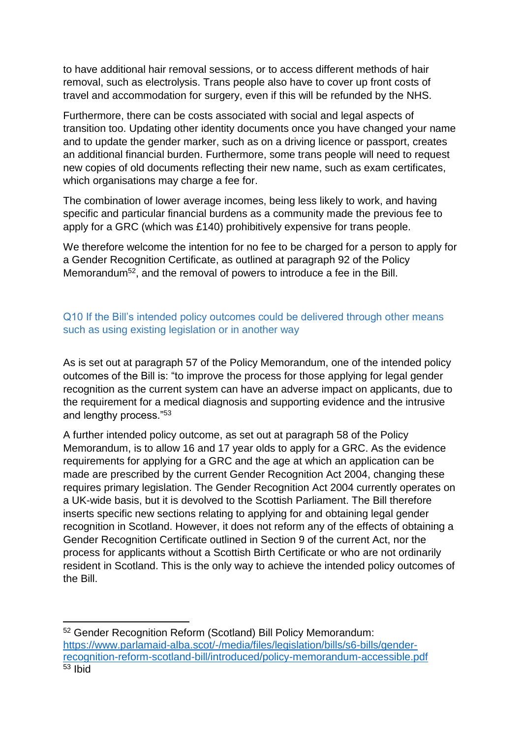to have additional hair removal sessions, or to access different methods of hair removal, such as electrolysis. Trans people also have to cover up front costs of travel and accommodation for surgery, even if this will be refunded by the NHS.

Furthermore, there can be costs associated with social and legal aspects of transition too. Updating other identity documents once you have changed your name and to update the gender marker, such as on a driving licence or passport, creates an additional financial burden. Furthermore, some trans people will need to request new copies of old documents reflecting their new name, such as exam certificates, which organisations may charge a fee for.

The combination of lower average incomes, being less likely to work, and having specific and particular financial burdens as a community made the previous fee to apply for a GRC (which was £140) prohibitively expensive for trans people.

We therefore welcome the intention for no fee to be charged for a person to apply for a Gender Recognition Certificate, as outlined at paragraph 92 of the Policy Memorandum[52], and the removal of powers to introduce a fee in the Bill.

### Q10 If the Bill's intended policy outcomes could be delivered through other means such as using existing legislation or in another way

As is set out at paragraph 57 of the Policy Memorandum, one of the intended policy outcomes of the Bill is: "to improve the process for those applying for legal gender recognition as the current system can have an adverse impact on applicants, due to the requirement for a medical diagnosis and supporting evidence and the intrusive and lengthy process."[53]

A further intended policy outcome, as set out at paragraph 58 of the Policy Memorandum, is to allow 16 and 17 year olds to apply for a GRC. As the evidence requirements for applying for a GRC and the age at which an application can be made are prescribed by the current Gender Recognition Act 2004, changing these requires primary legislation. The Gender Recognition Act 2004 currently operates on a UK-wide basis, but it is devolved to the Scottish Parliament. The Bill therefore inserts specific new sections relating to applying for and obtaining legal gender recognition in Scotland. However, it does not reform any of the effects of obtaining a Gender Recognition Certificate outlined in Section 9 of the current Act, nor the process for applicants without a Scottish Birth Certificate or who are not ordinarily resident in Scotland. This is the only way to achieve the intended policy outcomes of the Bill.

---

[52] Gender Recognition Reform (Scotland) Bill Policy Memorandum: https://www.parlamaid-alba.scot/-/media/files/legislation/bills/s6-bills/gender-recognition-reform-scotland-bill/introduced/policy-memorandum-accessible.pdf

[53] Ibid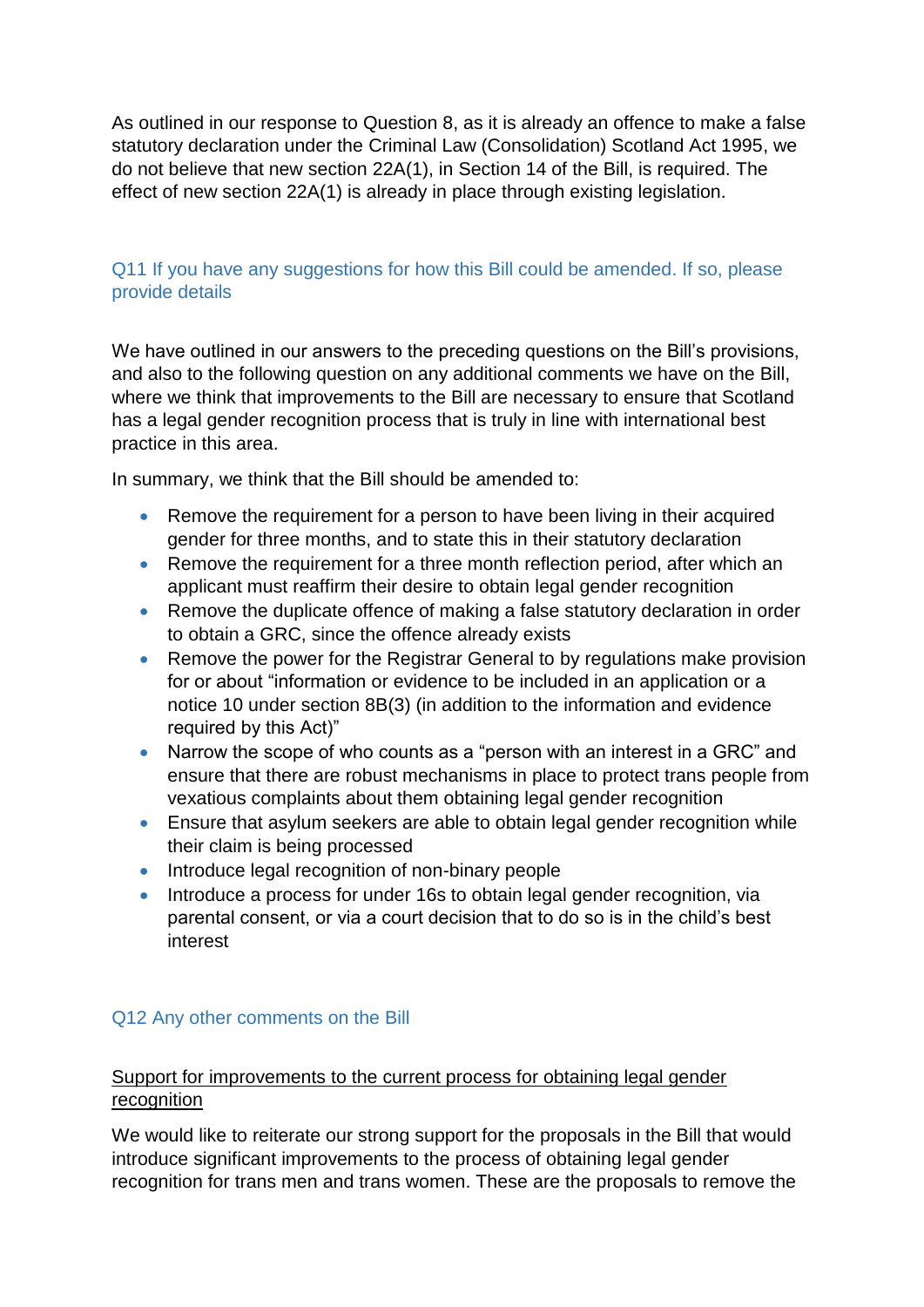As outlined in our response to Question 8, as it is already an offence to make a false statutory declaration under the Criminal Law (Consolidation) Scotland Act 1995, we do not believe that new section 22A(1), in Section 14 of the Bill, is required. The effect of new section 22A(1) is already in place through existing legislation.

## Q11 If you have any suggestions for how this Bill could be amended. If so, please provide details

We have outlined in our answers to the preceding questions on the Bill's provisions, and also to the following question on any additional comments we have on the Bill, where we think that improvements to the Bill are necessary to ensure that Scotland has a legal gender recognition process that is truly in line with international best practice in this area.

In summary, we think that the Bill should be amended to:

- Remove the requirement for a person to have been living in their acquired gender for three months, and to state this in their statutory declaration
- Remove the requirement for a three month reflection period, after which an applicant must reaffirm their desire to obtain legal gender recognition
- Remove the duplicate offence of making a false statutory declaration in order to obtain a GRC, since the offence already exists
- Remove the power for the Registrar General to by regulations make provision for or about "information or evidence to be included in an application or a notice 10 under section 8B(3) (in addition to the information and evidence required by this Act)"
- Narrow the scope of who counts as a "person with an interest in a GRC" and ensure that there are robust mechanisms in place to protect trans people from vexatious complaints about them obtaining legal gender recognition
- Ensure that asylum seekers are able to obtain legal gender recognition while their claim is being processed
- Introduce legal recognition of non-binary people
- Introduce a process for under 16s to obtain legal gender recognition, via parental consent, or via a court decision that to do so is in the child's best interest

## Q12 Any other comments on the Bill

### Support for improvements to the current process for obtaining legal gender recognition

We would like to reiterate our strong support for the proposals in the Bill that would introduce significant improvements to the process of obtaining legal gender recognition for trans men and trans women. These are the proposals to remove the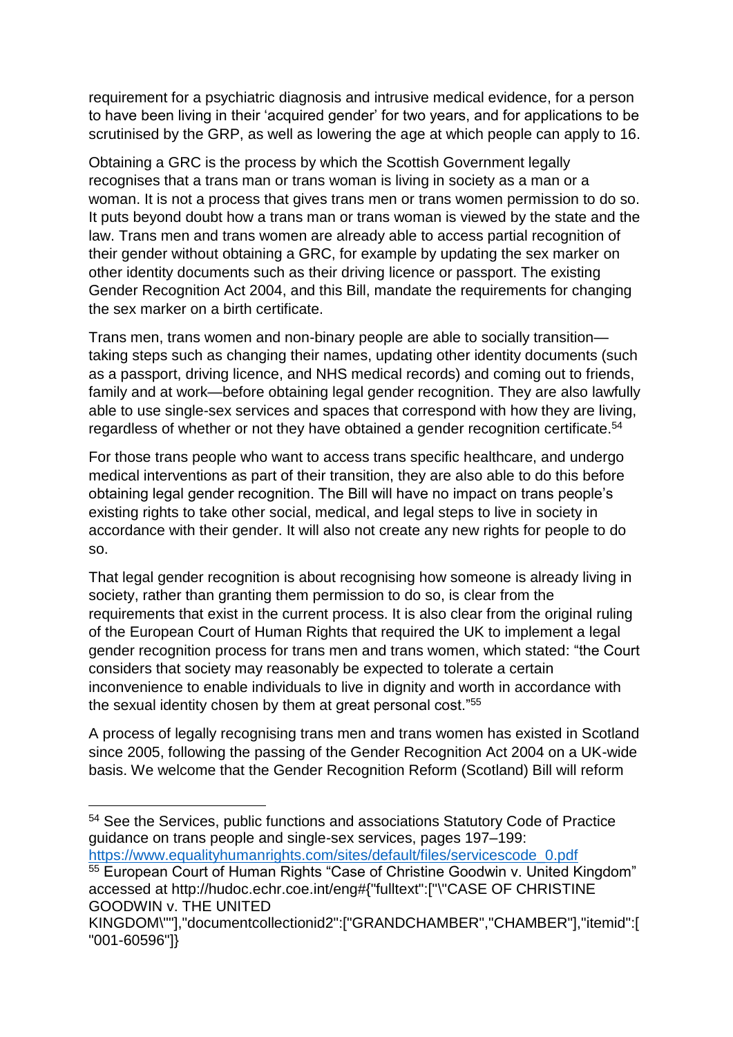requirement for a psychiatric diagnosis and intrusive medical evidence, for a person to have been living in their 'acquired gender' for two years, and for applications to be scrutinised by the GRP, as well as lowering the age at which people can apply to 16.

Obtaining a GRC is the process by which the Scottish Government legally recognises that a trans man or trans woman is living in society as a man or a woman. It is not a process that gives trans men or trans women permission to do so. It puts beyond doubt how a trans man or trans woman is viewed by the state and the law. Trans men and trans women are already able to access partial recognition of their gender without obtaining a GRC, for example by updating the sex marker on other identity documents such as their driving licence or passport. The existing Gender Recognition Act 2004, and this Bill, mandate the requirements for changing the sex marker on a birth certificate.

Trans men, trans women and non-binary people are able to socially transition—taking steps such as changing their names, updating other identity documents (such as a passport, driving licence, and NHS medical records) and coming out to friends, family and at work—before obtaining legal gender recognition. They are also lawfully able to use single-sex services and spaces that correspond with how they are living, regardless of whether or not they have obtained a gender recognition certificate.[54]

For those trans people who want to access trans specific healthcare, and undergo medical interventions as part of their transition, they are also able to do this before obtaining legal gender recognition. The Bill will have no impact on trans people's existing rights to take other social, medical, and legal steps to live in society in accordance with their gender. It will also not create any new rights for people to do so.

That legal gender recognition is about recognising how someone is already living in society, rather than granting them permission to do so, is clear from the requirements that exist in the current process. It is also clear from the original ruling of the European Court of Human Rights that required the UK to implement a legal gender recognition process for trans men and trans women, which stated: "the Court considers that society may reasonably be expected to tolerate a certain inconvenience to enable individuals to live in dignity and worth in accordance with the sexual identity chosen by them at great personal cost."[55]

A process of legally recognising trans men and trans women has existed in Scotland since 2005, following the passing of the Gender Recognition Act 2004 on a UK-wide basis. We welcome that the Gender Recognition Reform (Scotland) Bill will reform

---

[54] See the Services, public functions and associations Statutory Code of Practice guidance on trans people and single-sex services, pages 197–199: https://www.equalityhumanrights.com/sites/default/files/servicescode_0.pdf

[55] European Court of Human Rights "Case of Christine Goodwin v. United Kingdom" accessed at http://hudoc.echr.coe.int/eng#{"fulltext":["\"CASE OF CHRISTINE GOODWIN v. THE UNITED KINGDOM\""],"documentcollectionid2":["GRANDCHAMBER","CHAMBER"],"itemid":["001-60596"]}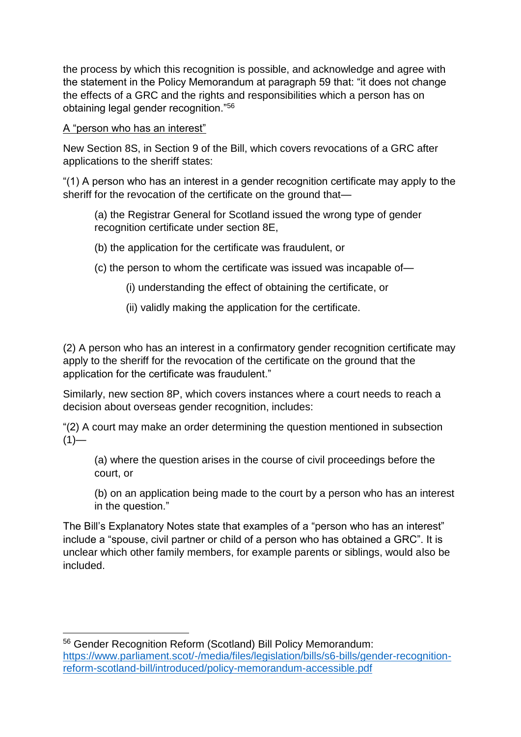the process by which this recognition is possible, and acknowledge and agree with the statement in the Policy Memorandum at paragraph 59 that: "it does not change the effects of a GRC and the rights and responsibilities which a person has on obtaining legal gender recognition."[56]

<u>A "person who has an interest"</u>

New Section 8S, in Section 9 of the Bill, which covers revocations of a GRC after applications to the sheriff states:

"(1) A person who has an interest in a gender recognition certificate may apply to the sheriff for the revocation of the certificate on the ground that—

> (a) the Registrar General for Scotland issued the wrong type of gender recognition certificate under section 8E,
>
> (b) the application for the certificate was fraudulent, or
>
> (c) the person to whom the certificate was issued was incapable of—
>
> > (i) understanding the effect of obtaining the certificate, or
> >
> > (ii) validly making the application for the certificate.

(2) A person who has an interest in a confirmatory gender recognition certificate may apply to the sheriff for the revocation of the certificate on the ground that the application for the certificate was fraudulent."

Similarly, new section 8P, which covers instances where a court needs to reach a decision about overseas gender recognition, includes:

"(2) A court may make an order determining the question mentioned in subsection (1)—

> (a) where the question arises in the course of civil proceedings before the court, or
>
> (b) on an application being made to the court by a person who has an interest in the question."

The Bill's Explanatory Notes state that examples of a "person who has an interest" include a "spouse, civil partner or child of a person who has obtained a GRC". It is unclear which other family members, for example parents or siblings, would also be included.

---

[56] Gender Recognition Reform (Scotland) Bill Policy Memorandum: https://www.parliament.scot/-/media/files/legislation/bills/s6-bills/gender-recognition-reform-scotland-bill/introduced/policy-memorandum-accessible.pdf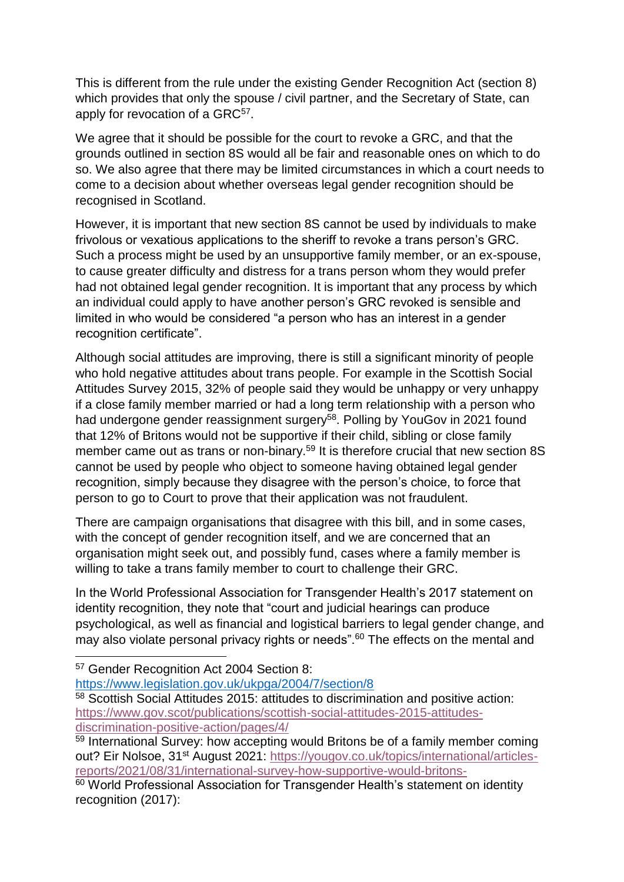This is different from the rule under the existing Gender Recognition Act (section 8) which provides that only the spouse / civil partner, and the Secretary of State, can apply for revocation of a GRC[57].

We agree that it should be possible for the court to revoke a GRC, and that the grounds outlined in section 8S would all be fair and reasonable ones on which to do so. We also agree that there may be limited circumstances in which a court needs to come to a decision about whether overseas legal gender recognition should be recognised in Scotland.

However, it is important that new section 8S cannot be used by individuals to make frivolous or vexatious applications to the sheriff to revoke a trans person's GRC. Such a process might be used by an unsupportive family member, or an ex-spouse, to cause greater difficulty and distress for a trans person whom they would prefer had not obtained legal gender recognition. It is important that any process by which an individual could apply to have another person's GRC revoked is sensible and limited in who would be considered "a person who has an interest in a gender recognition certificate".

Although social attitudes are improving, there is still a significant minority of people who hold negative attitudes about trans people. For example in the Scottish Social Attitudes Survey 2015, 32% of people said they would be unhappy or very unhappy if a close family member married or had a long term relationship with a person who had undergone gender reassignment surgery[58]. Polling by YouGov in 2021 found that 12% of Britons would not be supportive if their child, sibling or close family member came out as trans or non-binary.[59] It is therefore crucial that new section 8S cannot be used by people who object to someone having obtained legal gender recognition, simply because they disagree with the person's choice, to force that person to go to Court to prove that their application was not fraudulent.

There are campaign organisations that disagree with this bill, and in some cases, with the concept of gender recognition itself, and we are concerned that an organisation might seek out, and possibly fund, cases where a family member is willing to take a trans family member to court to challenge their GRC.

In the World Professional Association for Transgender Health's 2017 statement on identity recognition, they note that "court and judicial hearings can produce psychological, as well as financial and logistical barriers to legal gender change, and may also violate personal privacy rights or needs".[60] The effects on the mental and

---

[57] Gender Recognition Act 2004 Section 8: https://www.legislation.gov.uk/ukpga/2004/7/section/8

[58] Scottish Social Attitudes 2015: attitudes to discrimination and positive action: https://www.gov.scot/publications/scottish-social-attitudes-2015-attitudes-discrimination-positive-action/pages/4/

[59] International Survey: how accepting would Britons be of a family member coming out? Eir Nolsoe, 31st August 2021: https://yougov.co.uk/topics/international/articles-reports/2021/08/31/international-survey-how-supportive-would-britons-

[60] World Professional Association for Transgender Health's statement on identity recognition (2017):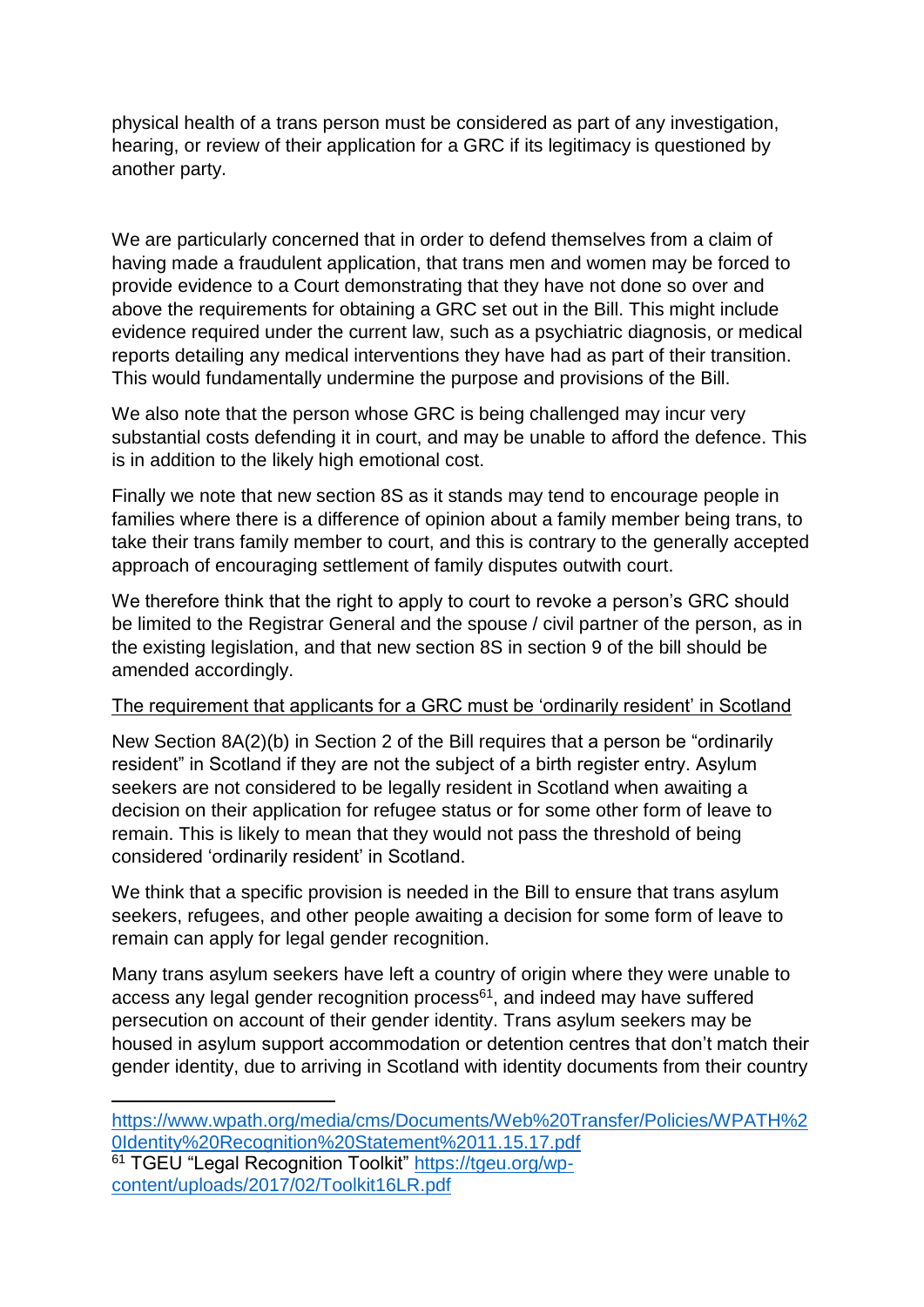physical health of a trans person must be considered as part of any investigation, hearing, or review of their application for a GRC if its legitimacy is questioned by another party.

We are particularly concerned that in order to defend themselves from a claim of having made a fraudulent application, that trans men and women may be forced to provide evidence to a Court demonstrating that they have not done so over and above the requirements for obtaining a GRC set out in the Bill. This might include evidence required under the current law, such as a psychiatric diagnosis, or medical reports detailing any medical interventions they have had as part of their transition. This would fundamentally undermine the purpose and provisions of the Bill.

We also note that the person whose GRC is being challenged may incur very substantial costs defending it in court, and may be unable to afford the defence. This is in addition to the likely high emotional cost.

Finally we note that new section 8S as it stands may tend to encourage people in families where there is a difference of opinion about a family member being trans, to take their trans family member to court, and this is contrary to the generally accepted approach of encouraging settlement of family disputes outwith court.

We therefore think that the right to apply to court to revoke a person's GRC should be limited to the Registrar General and the spouse / civil partner of the person, as in the existing legislation, and that new section 8S in section 9 of the bill should be amended accordingly.

<u>The requirement that applicants for a GRC must be 'ordinarily resident' in Scotland</u>

New Section 8A(2)(b) in Section 2 of the Bill requires that a person be "ordinarily resident" in Scotland if they are not the subject of a birth register entry. Asylum seekers are not considered to be legally resident in Scotland when awaiting a decision on their application for refugee status or for some other form of leave to remain. This is likely to mean that they would not pass the threshold of being considered 'ordinarily resident' in Scotland.

We think that a specific provision is needed in the Bill to ensure that trans asylum seekers, refugees, and other people awaiting a decision for some form of leave to remain can apply for legal gender recognition.

Many trans asylum seekers have left a country of origin where they were unable to access any legal gender recognition process[61], and indeed may have suffered persecution on account of their gender identity. Trans asylum seekers may be housed in asylum support accommodation or detention centres that don't match their gender identity, due to arriving in Scotland with identity documents from their country

---

https://www.wpath.org/media/cms/Documents/Web%20Transfer/Policies/WPATH%20Identity%20Recognition%20Statement%2011.15.17.pdf

[61] TGEU "Legal Recognition Toolkit" https://tgeu.org/wp-content/uploads/2017/02/Toolkit16LR.pdf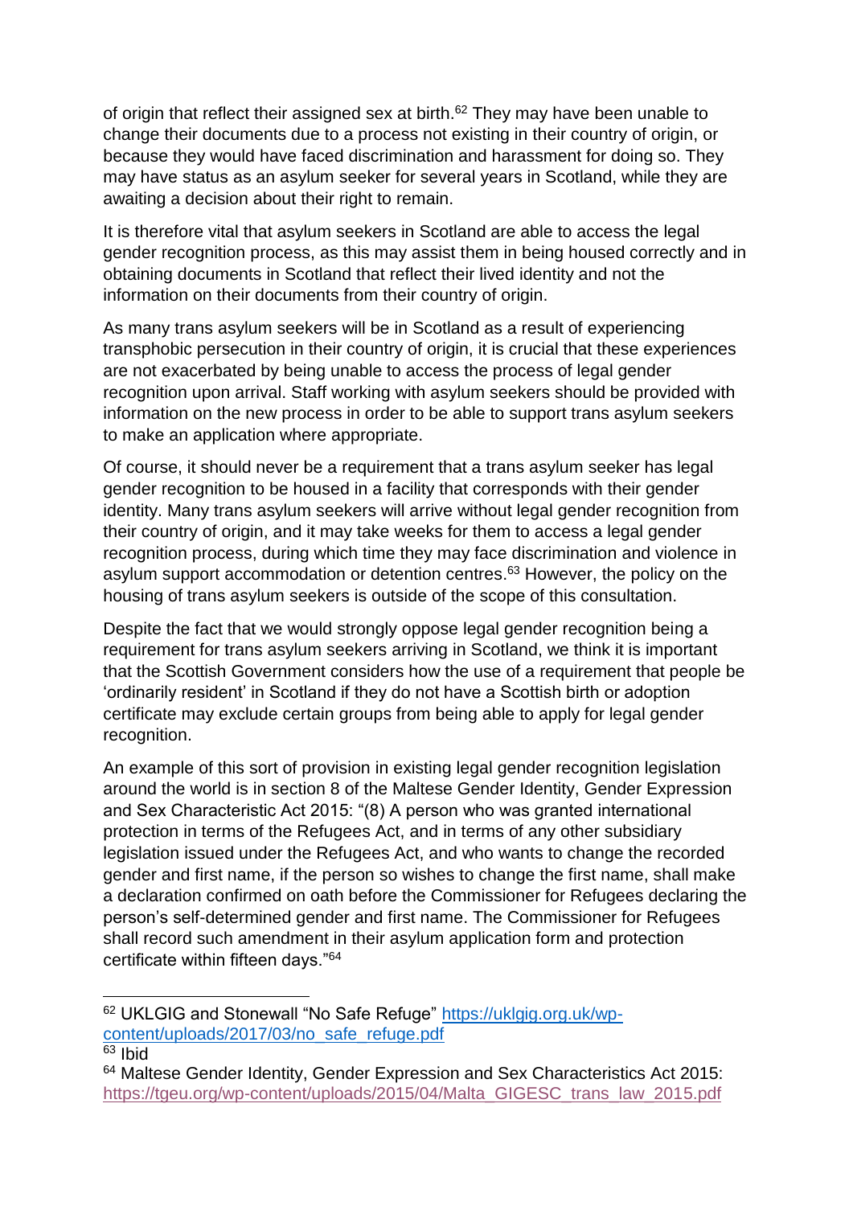of origin that reflect their assigned sex at birth.[62] They may have been unable to change their documents due to a process not existing in their country of origin, or because they would have faced discrimination and harassment for doing so. They may have status as an asylum seeker for several years in Scotland, while they are awaiting a decision about their right to remain.

It is therefore vital that asylum seekers in Scotland are able to access the legal gender recognition process, as this may assist them in being housed correctly and in obtaining documents in Scotland that reflect their lived identity and not the information on their documents from their country of origin.

As many trans asylum seekers will be in Scotland as a result of experiencing transphobic persecution in their country of origin, it is crucial that these experiences are not exacerbated by being unable to access the process of legal gender recognition upon arrival. Staff working with asylum seekers should be provided with information on the new process in order to be able to support trans asylum seekers to make an application where appropriate.

Of course, it should never be a requirement that a trans asylum seeker has legal gender recognition to be housed in a facility that corresponds with their gender identity. Many trans asylum seekers will arrive without legal gender recognition from their country of origin, and it may take weeks for them to access a legal gender recognition process, during which time they may face discrimination and violence in asylum support accommodation or detention centres.[63] However, the policy on the housing of trans asylum seekers is outside of the scope of this consultation.

Despite the fact that we would strongly oppose legal gender recognition being a requirement for trans asylum seekers arriving in Scotland, we think it is important that the Scottish Government considers how the use of a requirement that people be 'ordinarily resident' in Scotland if they do not have a Scottish birth or adoption certificate may exclude certain groups from being able to apply for legal gender recognition.

An example of this sort of provision in existing legal gender recognition legislation around the world is in section 8 of the Maltese Gender Identity, Gender Expression and Sex Characteristic Act 2015: "(8) A person who was granted international protection in terms of the Refugees Act, and in terms of any other subsidiary legislation issued under the Refugees Act, and who wants to change the recorded gender and first name, if the person so wishes to change the first name, shall make a declaration confirmed on oath before the Commissioner for Refugees declaring the person's self-determined gender and first name. The Commissioner for Refugees shall record such amendment in their asylum application form and protection certificate within fifteen days."[64]

---

[62] UKLGIG and Stonewall "No Safe Refuge" https://uklgig.org.uk/wp-content/uploads/2017/03/no_safe_refuge.pdf

[63] Ibid

[64] Maltese Gender Identity, Gender Expression and Sex Characteristics Act 2015: https://tgeu.org/wp-content/uploads/2015/04/Malta_GIGESC_trans_law_2015.pdf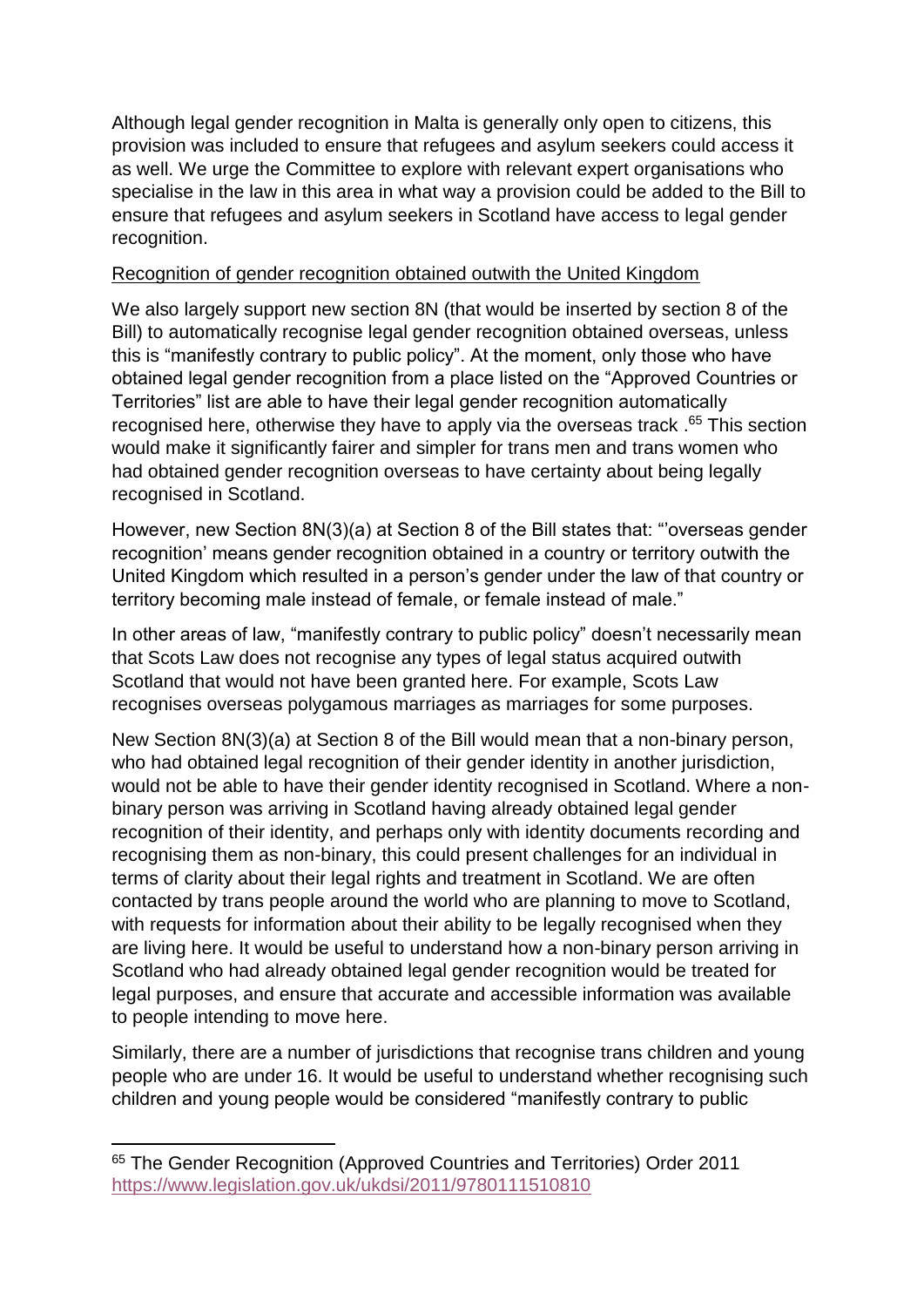Although legal gender recognition in Malta is generally only open to citizens, this provision was included to ensure that refugees and asylum seekers could access it as well. We urge the Committee to explore with relevant expert organisations who specialise in the law in this area in what way a provision could be added to the Bill to ensure that refugees and asylum seekers in Scotland have access to legal gender recognition.

Recognition of gender recognition obtained outwith the United Kingdom

We also largely support new section 8N (that would be inserted by section 8 of the Bill) to automatically recognise legal gender recognition obtained overseas, unless this is "manifestly contrary to public policy". At the moment, only those who have obtained legal gender recognition from a place listed on the "Approved Countries or Territories" list are able to have their legal gender recognition automatically recognised here, otherwise they have to apply via the overseas track .[65] This section would make it significantly fairer and simpler for trans men and trans women who had obtained gender recognition overseas to have certainty about being legally recognised in Scotland.

However, new Section 8N(3)(a) at Section 8 of the Bill states that: "'overseas gender recognition' means gender recognition obtained in a country or territory outwith the United Kingdom which resulted in a person's gender under the law of that country or territory becoming male instead of female, or female instead of male."

In other areas of law, "manifestly contrary to public policy" doesn't necessarily mean that Scots Law does not recognise any types of legal status acquired outwith Scotland that would not have been granted here. For example, Scots Law recognises overseas polygamous marriages as marriages for some purposes.

New Section 8N(3)(a) at Section 8 of the Bill would mean that a non-binary person, who had obtained legal recognition of their gender identity in another jurisdiction, would not be able to have their gender identity recognised in Scotland. Where a non-binary person was arriving in Scotland having already obtained legal gender recognition of their identity, and perhaps only with identity documents recording and recognising them as non-binary, this could present challenges for an individual in terms of clarity about their legal rights and treatment in Scotland. We are often contacted by trans people around the world who are planning to move to Scotland, with requests for information about their ability to be legally recognised when they are living here. It would be useful to understand how a non-binary person arriving in Scotland who had already obtained legal gender recognition would be treated for legal purposes, and ensure that accurate and accessible information was available to people intending to move here.

Similarly, there are a number of jurisdictions that recognise trans children and young people who are under 16. It would be useful to understand whether recognising such children and young people would be considered "manifestly contrary to public

---

[65] The Gender Recognition (Approved Countries and Territories) Order 2011 https://www.legislation.gov.uk/ukdsi/2011/9780111510810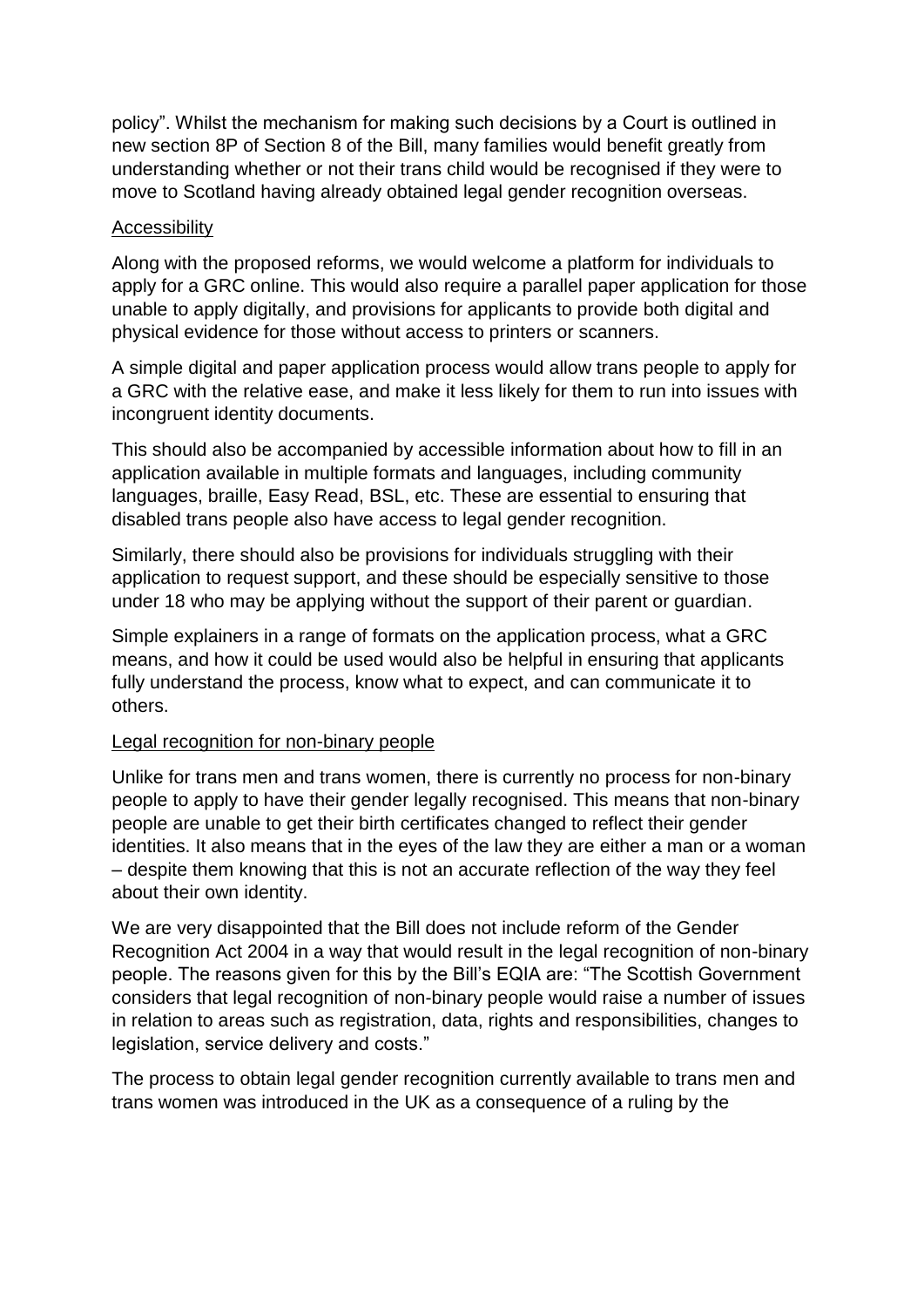policy". Whilst the mechanism for making such decisions by a Court is outlined in new section 8P of Section 8 of the Bill, many families would benefit greatly from understanding whether or not their trans child would be recognised if they were to move to Scotland having already obtained legal gender recognition overseas.

Accessibility

Along with the proposed reforms, we would welcome a platform for individuals to apply for a GRC online. This would also require a parallel paper application for those unable to apply digitally, and provisions for applicants to provide both digital and physical evidence for those without access to printers or scanners.

A simple digital and paper application process would allow trans people to apply for a GRC with the relative ease, and make it less likely for them to run into issues with incongruent identity documents.

This should also be accompanied by accessible information about how to fill in an application available in multiple formats and languages, including community languages, braille, Easy Read, BSL, etc. These are essential to ensuring that disabled trans people also have access to legal gender recognition.

Similarly, there should also be provisions for individuals struggling with their application to request support, and these should be especially sensitive to those under 18 who may be applying without the support of their parent or guardian.

Simple explainers in a range of formats on the application process, what a GRC means, and how it could be used would also be helpful in ensuring that applicants fully understand the process, know what to expect, and can communicate it to others.

Legal recognition for non-binary people

Unlike for trans men and trans women, there is currently no process for non-binary people to apply to have their gender legally recognised. This means that non-binary people are unable to get their birth certificates changed to reflect their gender identities. It also means that in the eyes of the law they are either a man or a woman – despite them knowing that this is not an accurate reflection of the way they feel about their own identity.

We are very disappointed that the Bill does not include reform of the Gender Recognition Act 2004 in a way that would result in the legal recognition of non-binary people. The reasons given for this by the Bill's EQIA are: "The Scottish Government considers that legal recognition of non-binary people would raise a number of issues in relation to areas such as registration, data, rights and responsibilities, changes to legislation, service delivery and costs."

The process to obtain legal gender recognition currently available to trans men and trans women was introduced in the UK as a consequence of a ruling by the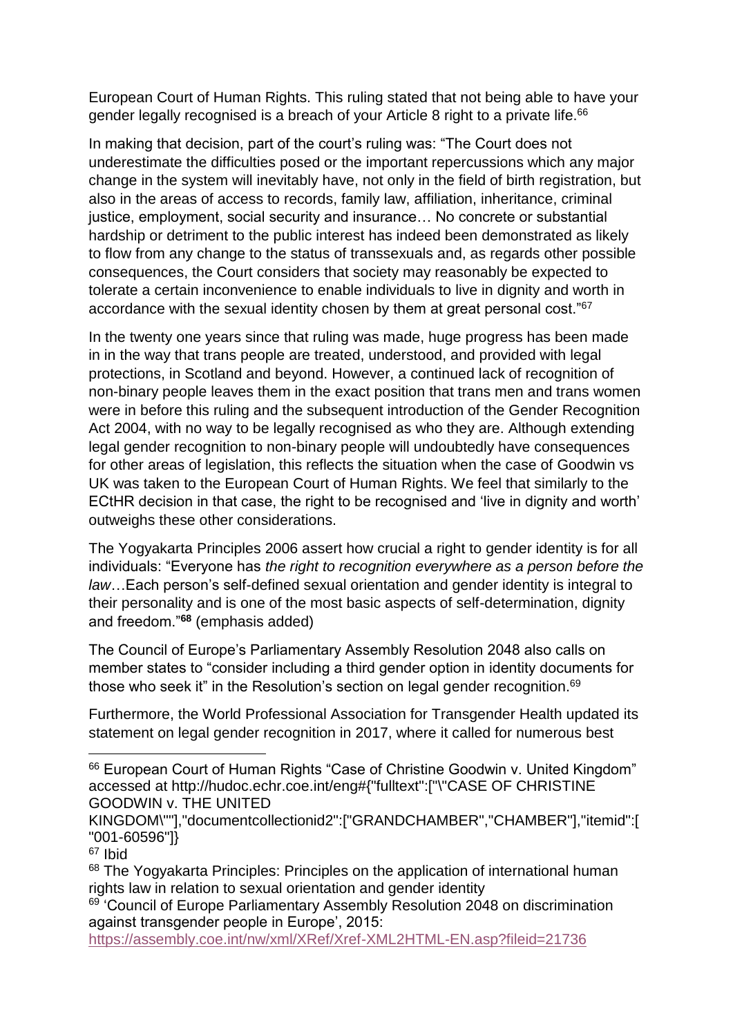European Court of Human Rights. This ruling stated that not being able to have your gender legally recognised is a breach of your Article 8 right to a private life.[66]

In making that decision, part of the court's ruling was: "The Court does not underestimate the difficulties posed or the important repercussions which any major change in the system will inevitably have, not only in the field of birth registration, but also in the areas of access to records, family law, affiliation, inheritance, criminal justice, employment, social security and insurance… No concrete or substantial hardship or detriment to the public interest has indeed been demonstrated as likely to flow from any change to the status of transsexuals and, as regards other possible consequences, the Court considers that society may reasonably be expected to tolerate a certain inconvenience to enable individuals to live in dignity and worth in accordance with the sexual identity chosen by them at great personal cost."[67]

In the twenty one years since that ruling was made, huge progress has been made in in the way that trans people are treated, understood, and provided with legal protections, in Scotland and beyond. However, a continued lack of recognition of non-binary people leaves them in the exact position that trans men and trans women were in before this ruling and the subsequent introduction of the Gender Recognition Act 2004, with no way to be legally recognised as who they are. Although extending legal gender recognition to non-binary people will undoubtedly have consequences for other areas of legislation, this reflects the situation when the case of Goodwin vs UK was taken to the European Court of Human Rights. We feel that similarly to the ECtHR decision in that case, the right to be recognised and 'live in dignity and worth' outweighs these other considerations.

The Yogyakarta Principles 2006 assert how crucial a right to gender identity is for all individuals: "Everyone has *the right to recognition everywhere as a person before the law*…Each person's self-defined sexual orientation and gender identity is integral to their personality and is one of the most basic aspects of self-determination, dignity and freedom."**[68]** (emphasis added)

The Council of Europe's Parliamentary Assembly Resolution 2048 also calls on member states to "consider including a third gender option in identity documents for those who seek it" in the Resolution's section on legal gender recognition.[69]

Furthermore, the World Professional Association for Transgender Health updated its statement on legal gender recognition in 2017, where it called for numerous best

---

[66] European Court of Human Rights "Case of Christine Goodwin v. United Kingdom" accessed at http://hudoc.echr.coe.int/eng#{"fulltext":["\"CASE OF CHRISTINE GOODWIN v. THE UNITED KINGDOM\""],"documentcollectionid2":["GRANDCHAMBER","CHAMBER"],"itemid":["001-60596"]}

[67] Ibid

[68] The Yogyakarta Principles: Principles on the application of international human rights law in relation to sexual orientation and gender identity

[69] 'Council of Europe Parliamentary Assembly Resolution 2048 on discrimination against transgender people in Europe', 2015: https://assembly.coe.int/nw/xml/XRef/Xref-XML2HTML-EN.asp?fileid=21736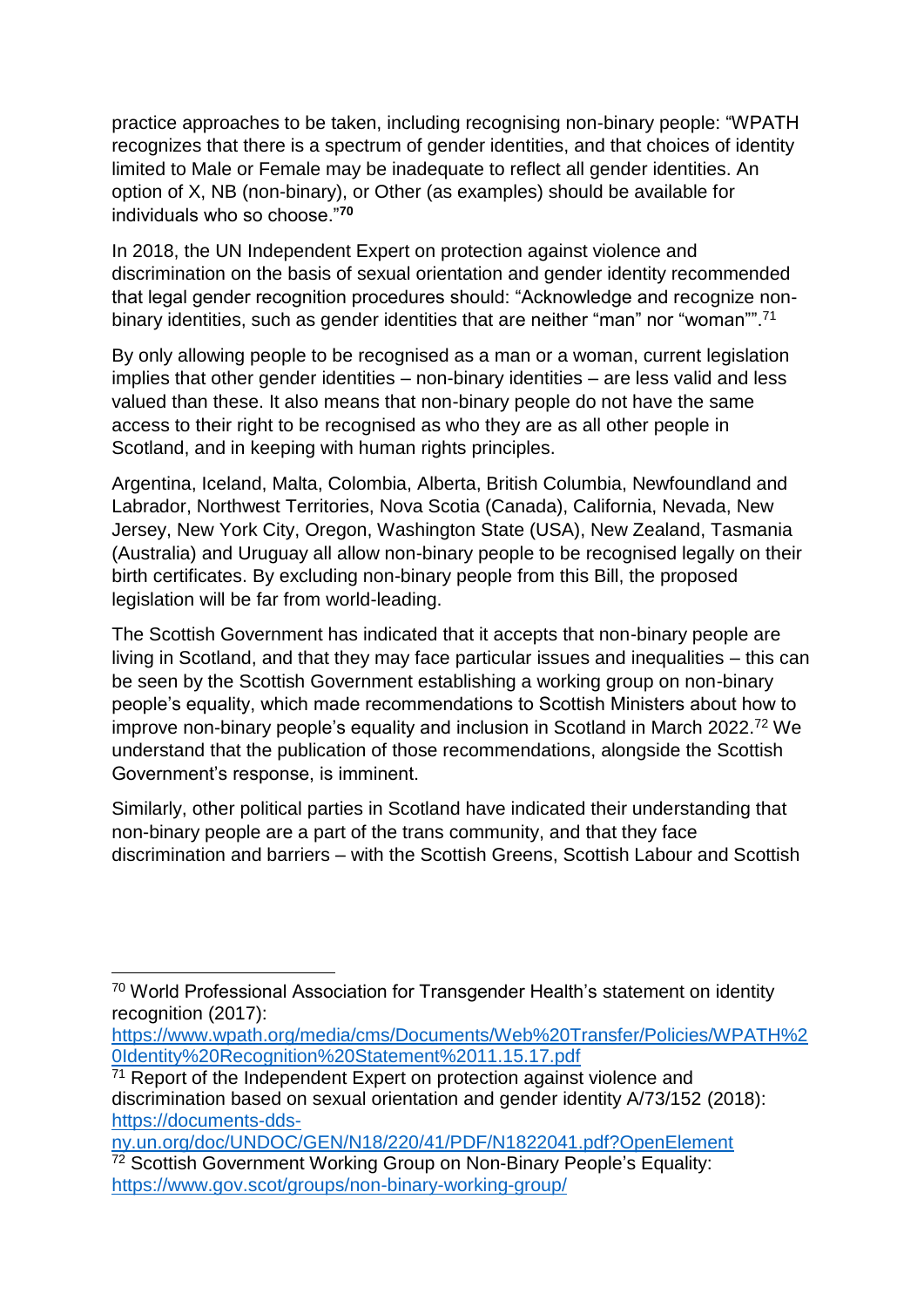practice approaches to be taken, including recognising non-binary people: "WPATH recognizes that there is a spectrum of gender identities, and that choices of identity limited to Male or Female may be inadequate to reflect all gender identities. An option of X, NB (non-binary), or Other (as examples) should be available for individuals who so choose."[70]

In 2018, the UN Independent Expert on protection against violence and discrimination on the basis of sexual orientation and gender identity recommended that legal gender recognition procedures should: "Acknowledge and recognize non-binary identities, such as gender identities that are neither "man" nor "woman"".[71]

By only allowing people to be recognised as a man or a woman, current legislation implies that other gender identities – non-binary identities – are less valid and less valued than these. It also means that non-binary people do not have the same access to their right to be recognised as who they are as all other people in Scotland, and in keeping with human rights principles.

Argentina, Iceland, Malta, Colombia, Alberta, British Columbia, Newfoundland and Labrador, Northwest Territories, Nova Scotia (Canada), California, Nevada, New Jersey, New York City, Oregon, Washington State (USA), New Zealand, Tasmania (Australia) and Uruguay all allow non-binary people to be recognised legally on their birth certificates. By excluding non-binary people from this Bill, the proposed legislation will be far from world-leading.

The Scottish Government has indicated that it accepts that non-binary people are living in Scotland, and that they may face particular issues and inequalities – this can be seen by the Scottish Government establishing a working group on non-binary people's equality, which made recommendations to Scottish Ministers about how to improve non-binary people's equality and inclusion in Scotland in March 2022.[72] We understand that the publication of those recommendations, alongside the Scottish Government's response, is imminent.

Similarly, other political parties in Scotland have indicated their understanding that non-binary people are a part of the trans community, and that they face discrimination and barriers – with the Scottish Greens, Scottish Labour and Scottish

---

[70] World Professional Association for Transgender Health's statement on identity recognition (2017): https://www.wpath.org/media/cms/Documents/Web%20Transfer/Policies/WPATH%20Identity%20Recognition%20Statement%2011.15.17.pdf

[71] Report of the Independent Expert on protection against violence and discrimination based on sexual orientation and gender identity A/73/152 (2018): https://documents-dds-ny.un.org/doc/UNDOC/GEN/N18/220/41/PDF/N1822041.pdf?OpenElement

[72] Scottish Government Working Group on Non-Binary People's Equality: https://www.gov.scot/groups/non-binary-working-group/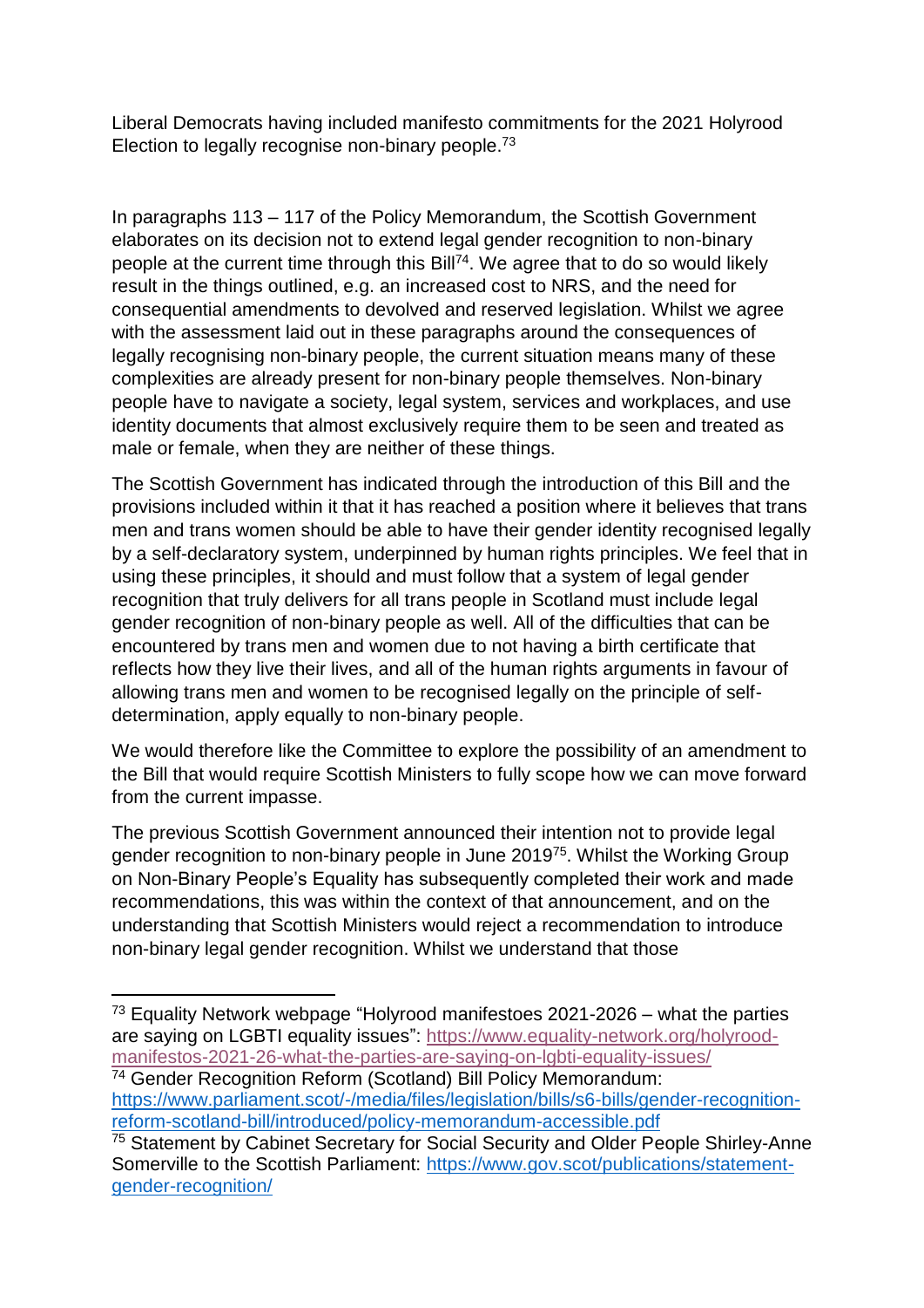Liberal Democrats having included manifesto commitments for the 2021 Holyrood Election to legally recognise non-binary people.[73]

In paragraphs 113 – 117 of the Policy Memorandum, the Scottish Government elaborates on its decision not to extend legal gender recognition to non-binary people at the current time through this Bill[74]. We agree that to do so would likely result in the things outlined, e.g. an increased cost to NRS, and the need for consequential amendments to devolved and reserved legislation. Whilst we agree with the assessment laid out in these paragraphs around the consequences of legally recognising non-binary people, the current situation means many of these complexities are already present for non-binary people themselves. Non-binary people have to navigate a society, legal system, services and workplaces, and use identity documents that almost exclusively require them to be seen and treated as male or female, when they are neither of these things.

The Scottish Government has indicated through the introduction of this Bill and the provisions included within it that it has reached a position where it believes that trans men and trans women should be able to have their gender identity recognised legally by a self-declaratory system, underpinned by human rights principles. We feel that in using these principles, it should and must follow that a system of legal gender recognition that truly delivers for all trans people in Scotland must include legal gender recognition of non-binary people as well. All of the difficulties that can be encountered by trans men and women due to not having a birth certificate that reflects how they live their lives, and all of the human rights arguments in favour of allowing trans men and women to be recognised legally on the principle of self-determination, apply equally to non-binary people.

We would therefore like the Committee to explore the possibility of an amendment to the Bill that would require Scottish Ministers to fully scope how we can move forward from the current impasse.

The previous Scottish Government announced their intention not to provide legal gender recognition to non-binary people in June 2019[75]. Whilst the Working Group on Non-Binary People's Equality has subsequently completed their work and made recommendations, this was within the context of that announcement, and on the understanding that Scottish Ministers would reject a recommendation to introduce non-binary legal gender recognition. Whilst we understand that those

---

[73] Equality Network webpage "Holyrood manifestoes 2021-2026 – what the parties are saying on LGBTI equality issues": https://www.equality-network.org/holyrood-manifestos-2021-26-what-the-parties-are-saying-on-lgbti-equality-issues/

[74] Gender Recognition Reform (Scotland) Bill Policy Memorandum: https://www.parliament.scot/-/media/files/legislation/bills/s6-bills/gender-recognition-reform-scotland-bill/introduced/policy-memorandum-accessible.pdf

[75] Statement by Cabinet Secretary for Social Security and Older People Shirley-Anne Somerville to the Scottish Parliament: https://www.gov.scot/publications/statement-gender-recognition/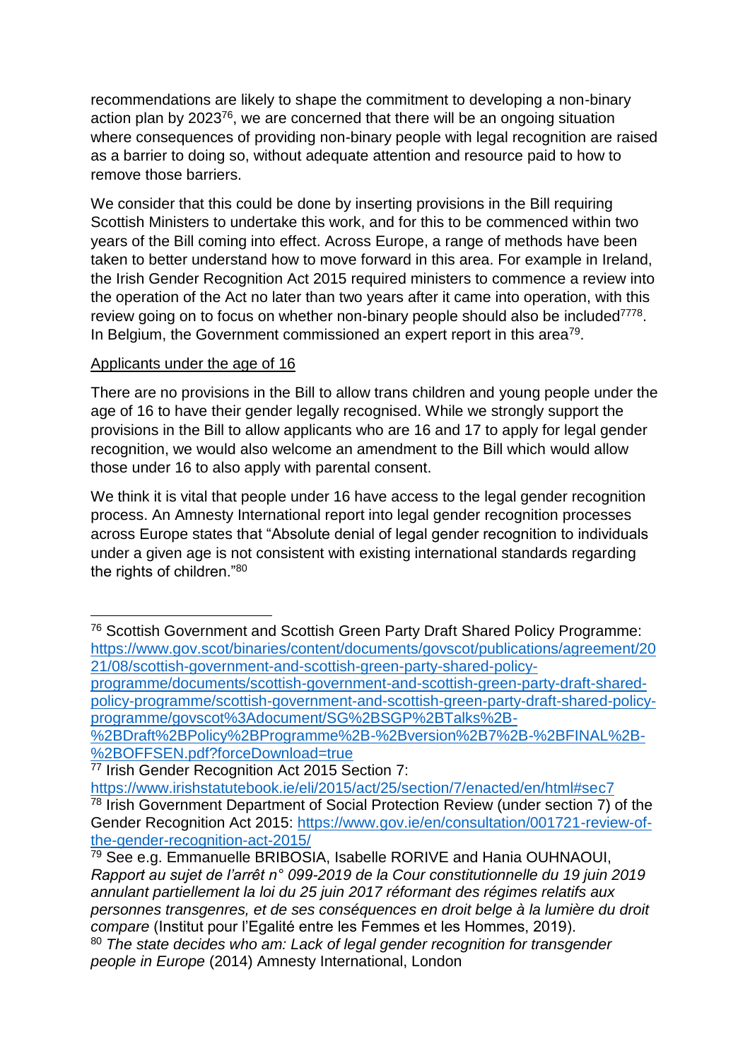recommendations are likely to shape the commitment to developing a non-binary action plan by 2023[76], we are concerned that there will be an ongoing situation where consequences of providing non-binary people with legal recognition are raised as a barrier to doing so, without adequate attention and resource paid to how to remove those barriers.

We consider that this could be done by inserting provisions in the Bill requiring Scottish Ministers to undertake this work, and for this to be commenced within two years of the Bill coming into effect. Across Europe, a range of methods have been taken to better understand how to move forward in this area. For example in Ireland, the Irish Gender Recognition Act 2015 required ministers to commence a review into the operation of the Act no later than two years after it came into operation, with this review going on to focus on whether non-binary people should also be included[77][78]. In Belgium, the Government commissioned an expert report in this area[79].

Applicants under the age of 16

There are no provisions in the Bill to allow trans children and young people under the age of 16 to have their gender legally recognised. While we strongly support the provisions in the Bill to allow applicants who are 16 and 17 to apply for legal gender recognition, we would also welcome an amendment to the Bill which would allow those under 16 to also apply with parental consent.

We think it is vital that people under 16 have access to the legal gender recognition process. An Amnesty International report into legal gender recognition processes across Europe states that "Absolute denial of legal gender recognition to individuals under a given age is not consistent with existing international standards regarding the rights of children."[80]

---

[76] Scottish Government and Scottish Green Party Draft Shared Policy Programme: https://www.gov.scot/binaries/content/documents/govscot/publications/agreement/2021/08/scottish-government-and-scottish-green-party-shared-policy-programme/documents/scottish-government-and-scottish-green-party-draft-shared-policy-programme/scottish-government-and-scottish-green-party-draft-shared-policy-programme/govscot%3Adocument/SG%2BSGP%2BTalks%2B-%2BDraft%2BPolicy%2BProgramme%2B-%2Bversion%2B7%2B-%2BFINAL%2B-%2BOFFSEN.pdf?forceDownload=true

[77] Irish Gender Recognition Act 2015 Section 7: https://www.irishstatutebook.ie/eli/2015/act/25/section/7/enacted/en/html#sec7

[78] Irish Government Department of Social Protection Review (under section 7) of the Gender Recognition Act 2015: https://www.gov.ie/en/consultation/001721-review-of-the-gender-recognition-act-2015/

[79] See e.g. Emmanuelle BRIBOSIA, Isabelle RORIVE and Hania OUHNAOUI, *Rapport au sujet de l'arrêt n° 099-2019 de la Cour constitutionnelle du 19 juin 2019 annulant partiellement la loi du 25 juin 2017 réformant des régimes relatifs aux personnes transgenres, et de ses conséquences en droit belge à la lumière du droit compare* (Institut pour l'Egalité entre les Femmes et les Hommes, 2019).

[80] *The state decides who am: Lack of legal gender recognition for transgender people in Europe* (2014) Amnesty International, London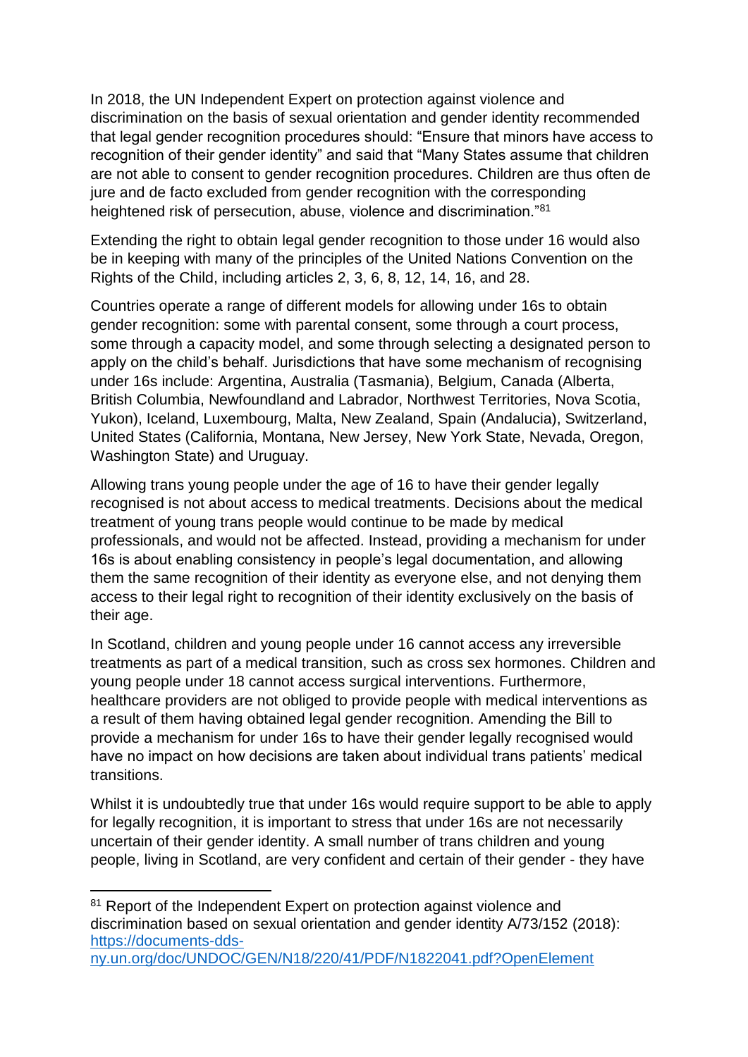In 2018, the UN Independent Expert on protection against violence and discrimination on the basis of sexual orientation and gender identity recommended that legal gender recognition procedures should: "Ensure that minors have access to recognition of their gender identity" and said that "Many States assume that children are not able to consent to gender recognition procedures. Children are thus often de jure and de facto excluded from gender recognition with the corresponding heightened risk of persecution, abuse, violence and discrimination."[81]

Extending the right to obtain legal gender recognition to those under 16 would also be in keeping with many of the principles of the United Nations Convention on the Rights of the Child, including articles 2, 3, 6, 8, 12, 14, 16, and 28.

Countries operate a range of different models for allowing under 16s to obtain gender recognition: some with parental consent, some through a court process, some through a capacity model, and some through selecting a designated person to apply on the child's behalf. Jurisdictions that have some mechanism of recognising under 16s include: Argentina, Australia (Tasmania), Belgium, Canada (Alberta, British Columbia, Newfoundland and Labrador, Northwest Territories, Nova Scotia, Yukon), Iceland, Luxembourg, Malta, New Zealand, Spain (Andalucia), Switzerland, United States (California, Montana, New Jersey, New York State, Nevada, Oregon, Washington State) and Uruguay.

Allowing trans young people under the age of 16 to have their gender legally recognised is not about access to medical treatments. Decisions about the medical treatment of young trans people would continue to be made by medical professionals, and would not be affected. Instead, providing a mechanism for under 16s is about enabling consistency in people's legal documentation, and allowing them the same recognition of their identity as everyone else, and not denying them access to their legal right to recognition of their identity exclusively on the basis of their age.

In Scotland, children and young people under 16 cannot access any irreversible treatments as part of a medical transition, such as cross sex hormones. Children and young people under 18 cannot access surgical interventions. Furthermore, healthcare providers are not obliged to provide people with medical interventions as a result of them having obtained legal gender recognition. Amending the Bill to provide a mechanism for under 16s to have their gender legally recognised would have no impact on how decisions are taken about individual trans patients' medical transitions.

Whilst it is undoubtedly true that under 16s would require support to be able to apply for legally recognition, it is important to stress that under 16s are not necessarily uncertain of their gender identity. A small number of trans children and young people, living in Scotland, are very confident and certain of their gender - they have

[81] Report of the Independent Expert on protection against violence and discrimination based on sexual orientation and gender identity A/73/152 (2018): https://documents-dds-ny.un.org/doc/UNDOC/GEN/N18/220/41/PDF/N1822041.pdf?OpenElement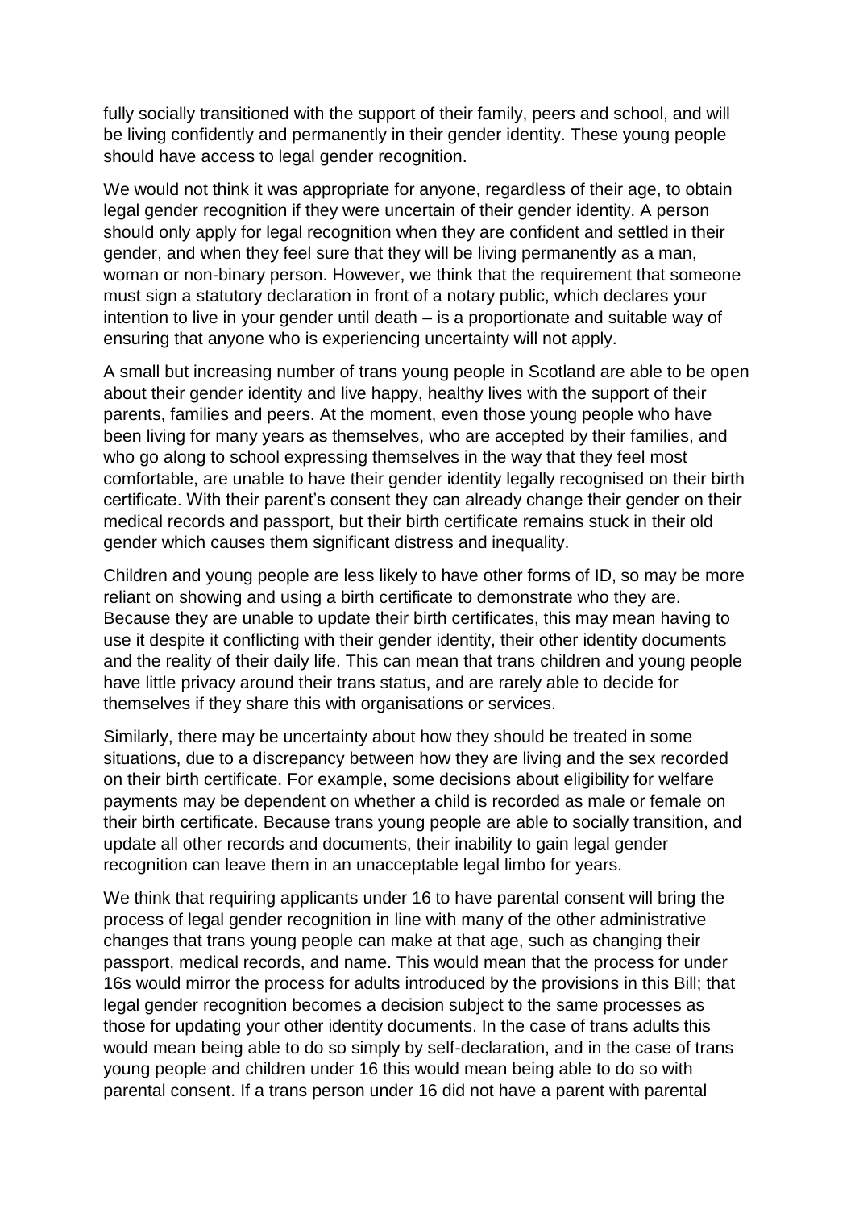fully socially transitioned with the support of their family, peers and school, and will be living confidently and permanently in their gender identity. These young people should have access to legal gender recognition.

We would not think it was appropriate for anyone, regardless of their age, to obtain legal gender recognition if they were uncertain of their gender identity. A person should only apply for legal recognition when they are confident and settled in their gender, and when they feel sure that they will be living permanently as a man, woman or non-binary person. However, we think that the requirement that someone must sign a statutory declaration in front of a notary public, which declares your intention to live in your gender until death – is a proportionate and suitable way of ensuring that anyone who is experiencing uncertainty will not apply.

A small but increasing number of trans young people in Scotland are able to be open about their gender identity and live happy, healthy lives with the support of their parents, families and peers. At the moment, even those young people who have been living for many years as themselves, who are accepted by their families, and who go along to school expressing themselves in the way that they feel most comfortable, are unable to have their gender identity legally recognised on their birth certificate. With their parent's consent they can already change their gender on their medical records and passport, but their birth certificate remains stuck in their old gender which causes them significant distress and inequality.

Children and young people are less likely to have other forms of ID, so may be more reliant on showing and using a birth certificate to demonstrate who they are. Because they are unable to update their birth certificates, this may mean having to use it despite it conflicting with their gender identity, their other identity documents and the reality of their daily life. This can mean that trans children and young people have little privacy around their trans status, and are rarely able to decide for themselves if they share this with organisations or services.

Similarly, there may be uncertainty about how they should be treated in some situations, due to a discrepancy between how they are living and the sex recorded on their birth certificate. For example, some decisions about eligibility for welfare payments may be dependent on whether a child is recorded as male or female on their birth certificate. Because trans young people are able to socially transition, and update all other records and documents, their inability to gain legal gender recognition can leave them in an unacceptable legal limbo for years.

We think that requiring applicants under 16 to have parental consent will bring the process of legal gender recognition in line with many of the other administrative changes that trans young people can make at that age, such as changing their passport, medical records, and name. This would mean that the process for under 16s would mirror the process for adults introduced by the provisions in this Bill; that legal gender recognition becomes a decision subject to the same processes as those for updating your other identity documents. In the case of trans adults this would mean being able to do so simply by self-declaration, and in the case of trans young people and children under 16 this would mean being able to do so with parental consent. If a trans person under 16 did not have a parent with parental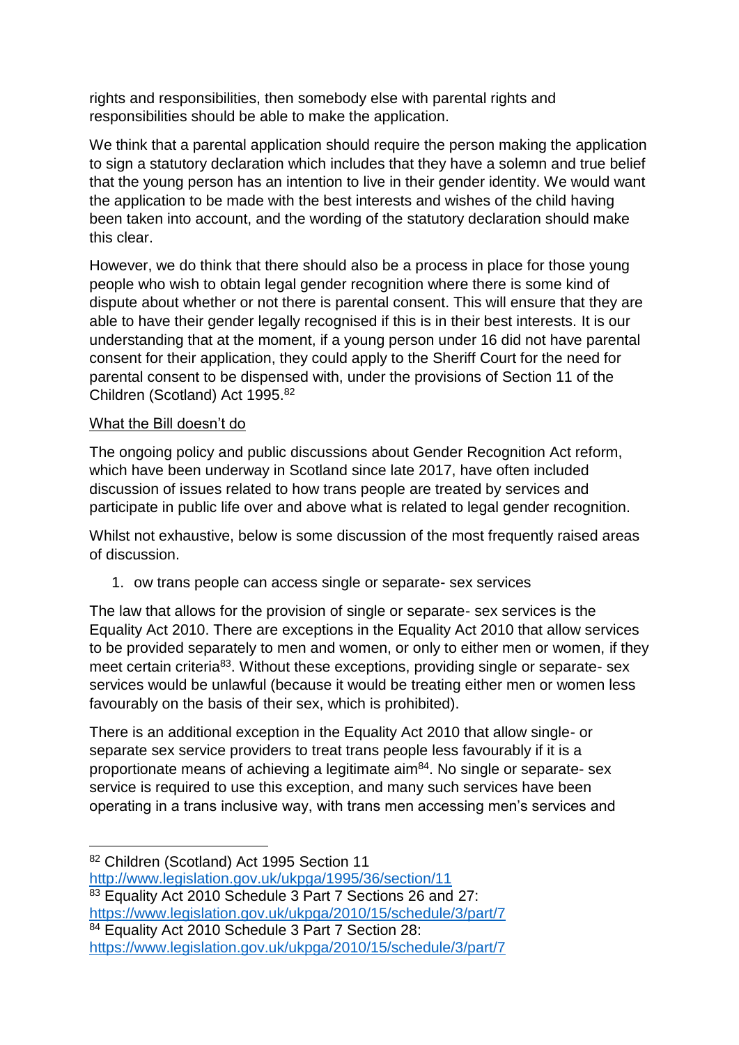rights and responsibilities, then somebody else with parental rights and responsibilities should be able to make the application.

We think that a parental application should require the person making the application to sign a statutory declaration which includes that they have a solemn and true belief that the young person has an intention to live in their gender identity. We would want the application to be made with the best interests and wishes of the child having been taken into account, and the wording of the statutory declaration should make this clear.

However, we do think that there should also be a process in place for those young people who wish to obtain legal gender recognition where there is some kind of dispute about whether or not there is parental consent. This will ensure that they are able to have their gender legally recognised if this is in their best interests. It is our understanding that at the moment, if a young person under 16 did not have parental consent for their application, they could apply to the Sheriff Court for the need for parental consent to be dispensed with, under the provisions of Section 11 of the Children (Scotland) Act 1995.[82]

<u>What the Bill doesn't do</u>

The ongoing policy and public discussions about Gender Recognition Act reform, which have been underway in Scotland since late 2017, have often included discussion of issues related to how trans people are treated by services and participate in public life over and above what is related to legal gender recognition.

Whilst not exhaustive, below is some discussion of the most frequently raised areas of discussion.

1. ow trans people can access single or separate- sex services

The law that allows for the provision of single or separate- sex services is the Equality Act 2010. There are exceptions in the Equality Act 2010 that allow services to be provided separately to men and women, or only to either men or women, if they meet certain criteria[83]. Without these exceptions, providing single or separate- sex services would be unlawful (because it would be treating either men or women less favourably on the basis of their sex, which is prohibited).

There is an additional exception in the Equality Act 2010 that allow single- or separate sex service providers to treat trans people less favourably if it is a proportionate means of achieving a legitimate aim[84]. No single or separate- sex service is required to use this exception, and many such services have been operating in a trans inclusive way, with trans men accessing men's services and

---

[82] Children (Scotland) Act 1995 Section 11 http://www.legislation.gov.uk/ukpga/1995/36/section/11

[83] Equality Act 2010 Schedule 3 Part 7 Sections 26 and 27: https://www.legislation.gov.uk/ukpga/2010/15/schedule/3/part/7

[84] Equality Act 2010 Schedule 3 Part 7 Section 28: https://www.legislation.gov.uk/ukpga/2010/15/schedule/3/part/7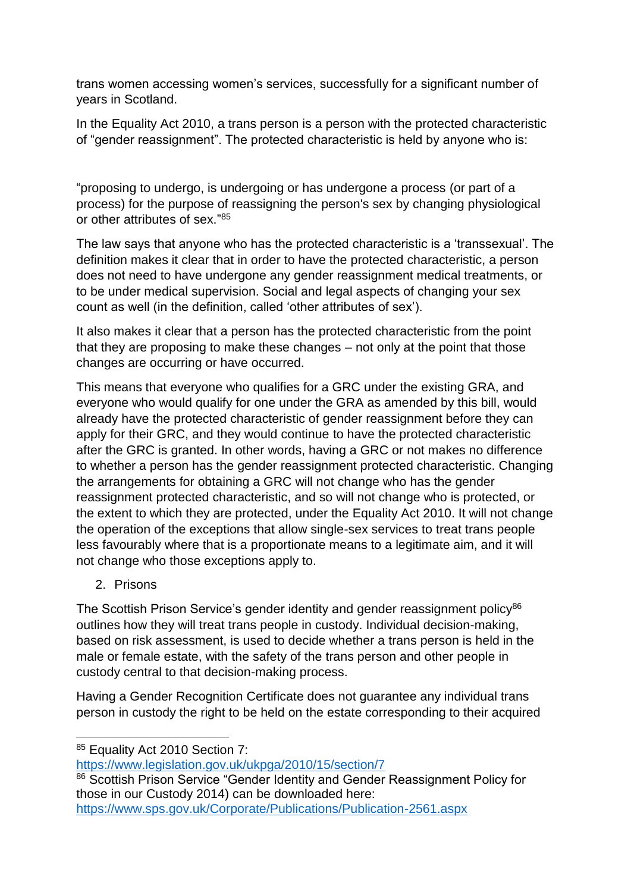trans women accessing women's services, successfully for a significant number of years in Scotland.

In the Equality Act 2010, a trans person is a person with the protected characteristic of "gender reassignment". The protected characteristic is held by anyone who is:

"proposing to undergo, is undergoing or has undergone a process (or part of a process) for the purpose of reassigning the person's sex by changing physiological or other attributes of sex."[85]

The law says that anyone who has the protected characteristic is a 'transsexual'. The definition makes it clear that in order to have the protected characteristic, a person does not need to have undergone any gender reassignment medical treatments, or to be under medical supervision. Social and legal aspects of changing your sex count as well (in the definition, called 'other attributes of sex').

It also makes it clear that a person has the protected characteristic from the point that they are proposing to make these changes – not only at the point that those changes are occurring or have occurred.

This means that everyone who qualifies for a GRC under the existing GRA, and everyone who would qualify for one under the GRA as amended by this bill, would already have the protected characteristic of gender reassignment before they can apply for their GRC, and they would continue to have the protected characteristic after the GRC is granted. In other words, having a GRC or not makes no difference to whether a person has the gender reassignment protected characteristic. Changing the arrangements for obtaining a GRC will not change who has the gender reassignment protected characteristic, and so will not change who is protected, or the extent to which they are protected, under the Equality Act 2010. It will not change the operation of the exceptions that allow single-sex services to treat trans people less favourably where that is a proportionate means to a legitimate aim, and it will not change who those exceptions apply to.

2. Prisons

The Scottish Prison Service's gender identity and gender reassignment policy[86] outlines how they will treat trans people in custody. Individual decision-making, based on risk assessment, is used to decide whether a trans person is held in the male or female estate, with the safety of the trans person and other people in custody central to that decision-making process.

Having a Gender Recognition Certificate does not guarantee any individual trans person in custody the right to be held on the estate corresponding to their acquired

---

[85] Equality Act 2010 Section 7: https://www.legislation.gov.uk/ukpga/2010/15/section/7

[86] Scottish Prison Service "Gender Identity and Gender Reassignment Policy for those in our Custody 2014) can be downloaded here: https://www.sps.gov.uk/Corporate/Publications/Publication-2561.aspx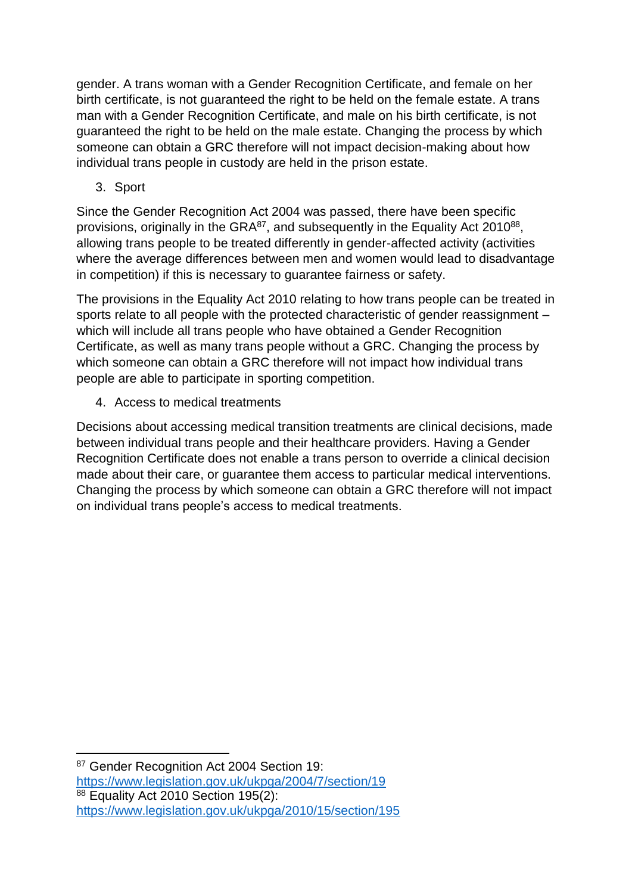gender. A trans woman with a Gender Recognition Certificate, and female on her birth certificate, is not guaranteed the right to be held on the female estate. A trans man with a Gender Recognition Certificate, and male on his birth certificate, is not guaranteed the right to be held on the male estate. Changing the process by which someone can obtain a GRC therefore will not impact decision-making about how individual trans people in custody are held in the prison estate.

3. Sport

Since the Gender Recognition Act 2004 was passed, there have been specific provisions, originally in the GRA[87], and subsequently in the Equality Act 2010[88], allowing trans people to be treated differently in gender-affected activity (activities where the average differences between men and women would lead to disadvantage in competition) if this is necessary to guarantee fairness or safety.

The provisions in the Equality Act 2010 relating to how trans people can be treated in sports relate to all people with the protected characteristic of gender reassignment – which will include all trans people who have obtained a Gender Recognition Certificate, as well as many trans people without a GRC. Changing the process by which someone can obtain a GRC therefore will not impact how individual trans people are able to participate in sporting competition.

4. Access to medical treatments

Decisions about accessing medical transition treatments are clinical decisions, made between individual trans people and their healthcare providers. Having a Gender Recognition Certificate does not enable a trans person to override a clinical decision made about their care, or guarantee them access to particular medical interventions. Changing the process by which someone can obtain a GRC therefore will not impact on individual trans people's access to medical treatments.

---

[87] Gender Recognition Act 2004 Section 19: https://www.legislation.gov.uk/ukpga/2004/7/section/19

[88] Equality Act 2010 Section 195(2): https://www.legislation.gov.uk/ukpga/2010/15/section/195